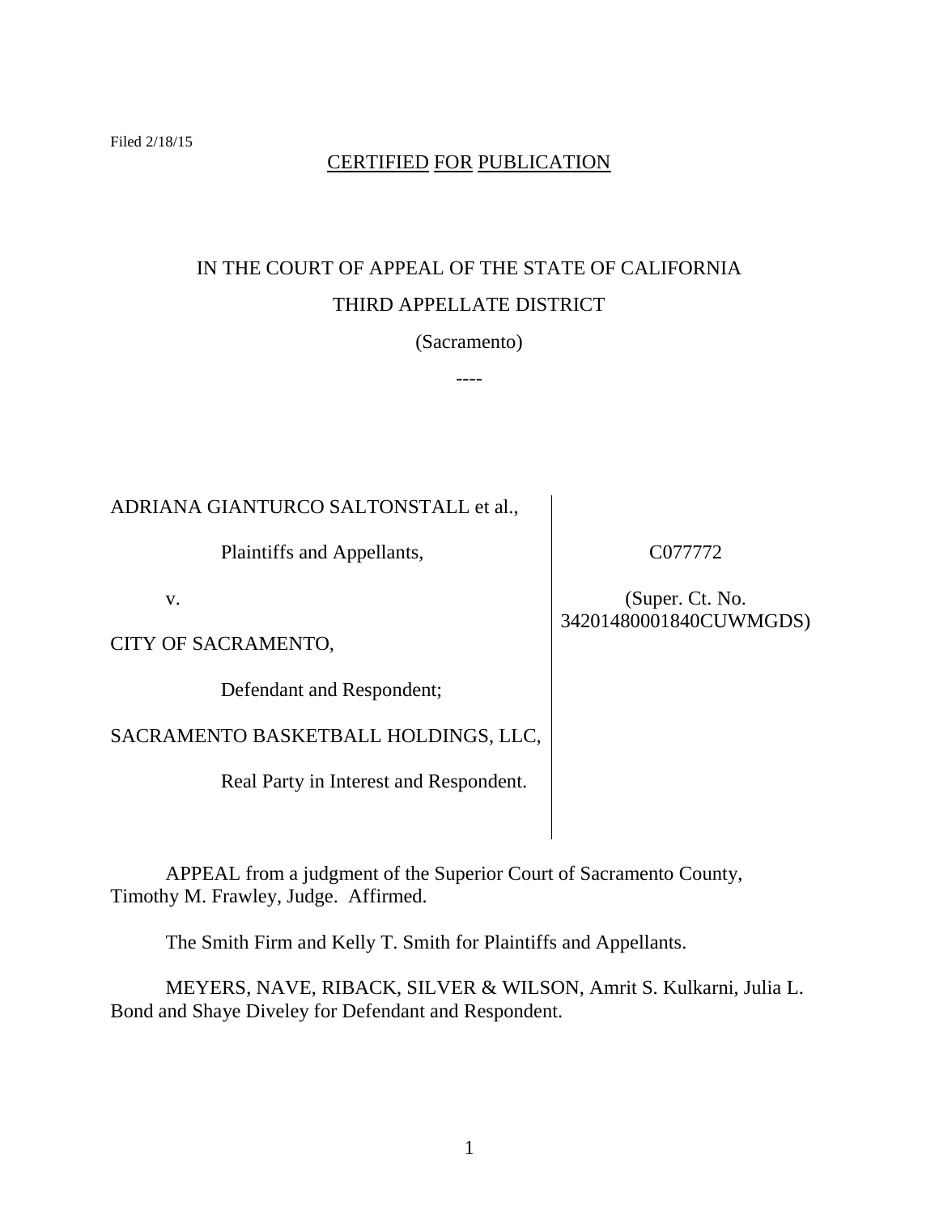Filed 2/18/15

CERTIFIED FOR PUBLICATION

IN THE COURT OF APPEAL OF THE STATE OF CALIFORNIA

THIRD APPELLATE DISTRICT

(Sacramento)

----

| | |
|---|---|
| ADRIANA GIANTURCO SALTONSTALL et al., | |
| Plaintiffs and Appellants, | C077772 |
| v. | (Super. Ct. No. 34201480001840CUWMGDS) |
| CITY OF SACRAMENTO, | |
| Defendant and Respondent; | |
| SACRAMENTO BASKETBALL HOLDINGS, LLC, | |
| Real Party in Interest and Respondent. | |

APPEAL from a judgment of the Superior Court of Sacramento County, Timothy M. Frawley, Judge. Affirmed.

The Smith Firm and Kelly T. Smith for Plaintiffs and Appellants.

MEYERS, NAVE, RIBACK, SILVER & WILSON, Amrit S. Kulkarni, Julia L. Bond and Shaye Diveley for Defendant and Respondent.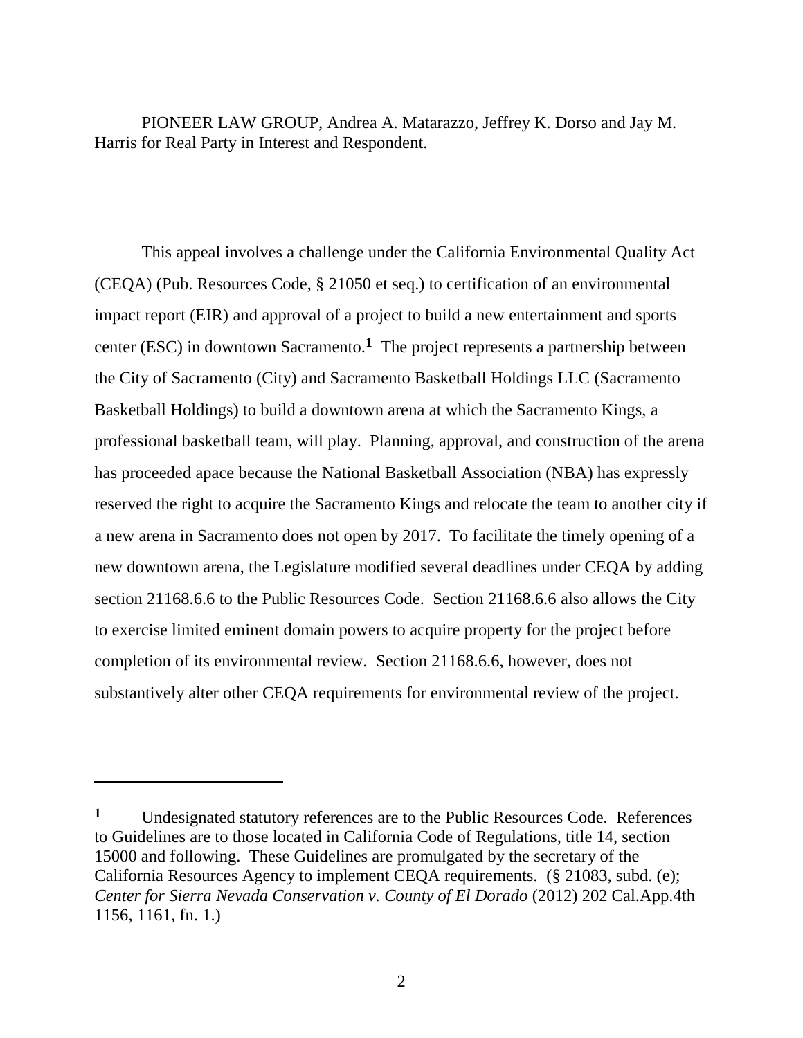PIONEER LAW GROUP, Andrea A. Matarazzo, Jeffrey K. Dorso and Jay M. Harris for Real Party in Interest and Respondent.

This appeal involves a challenge under the California Environmental Quality Act (CEQA) (Pub. Resources Code, § 21050 et seq.) to certification of an environmental impact report (EIR) and approval of a project to build a new entertainment and sports center (ESC) in downtown Sacramento.[1] The project represents a partnership between the City of Sacramento (City) and Sacramento Basketball Holdings LLC (Sacramento Basketball Holdings) to build a downtown arena at which the Sacramento Kings, a professional basketball team, will play. Planning, approval, and construction of the arena has proceeded apace because the National Basketball Association (NBA) has expressly reserved the right to acquire the Sacramento Kings and relocate the team to another city if a new arena in Sacramento does not open by 2017. To facilitate the timely opening of a new downtown arena, the Legislature modified several deadlines under CEQA by adding section 21168.6.6 to the Public Resources Code. Section 21168.6.6 also allows the City to exercise limited eminent domain powers to acquire property for the project before completion of its environmental review. Section 21168.6.6, however, does not substantively alter other CEQA requirements for environmental review of the project.

---

[1] Undesignated statutory references are to the Public Resources Code. References to Guidelines are to those located in California Code of Regulations, title 14, section 15000 and following. These Guidelines are promulgated by the secretary of the California Resources Agency to implement CEQA requirements. (§ 21083, subd. (e); *Center for Sierra Nevada Conservation v. County of El Dorado* (2012) 202 Cal.App.4th 1156, 1161, fn. 1.)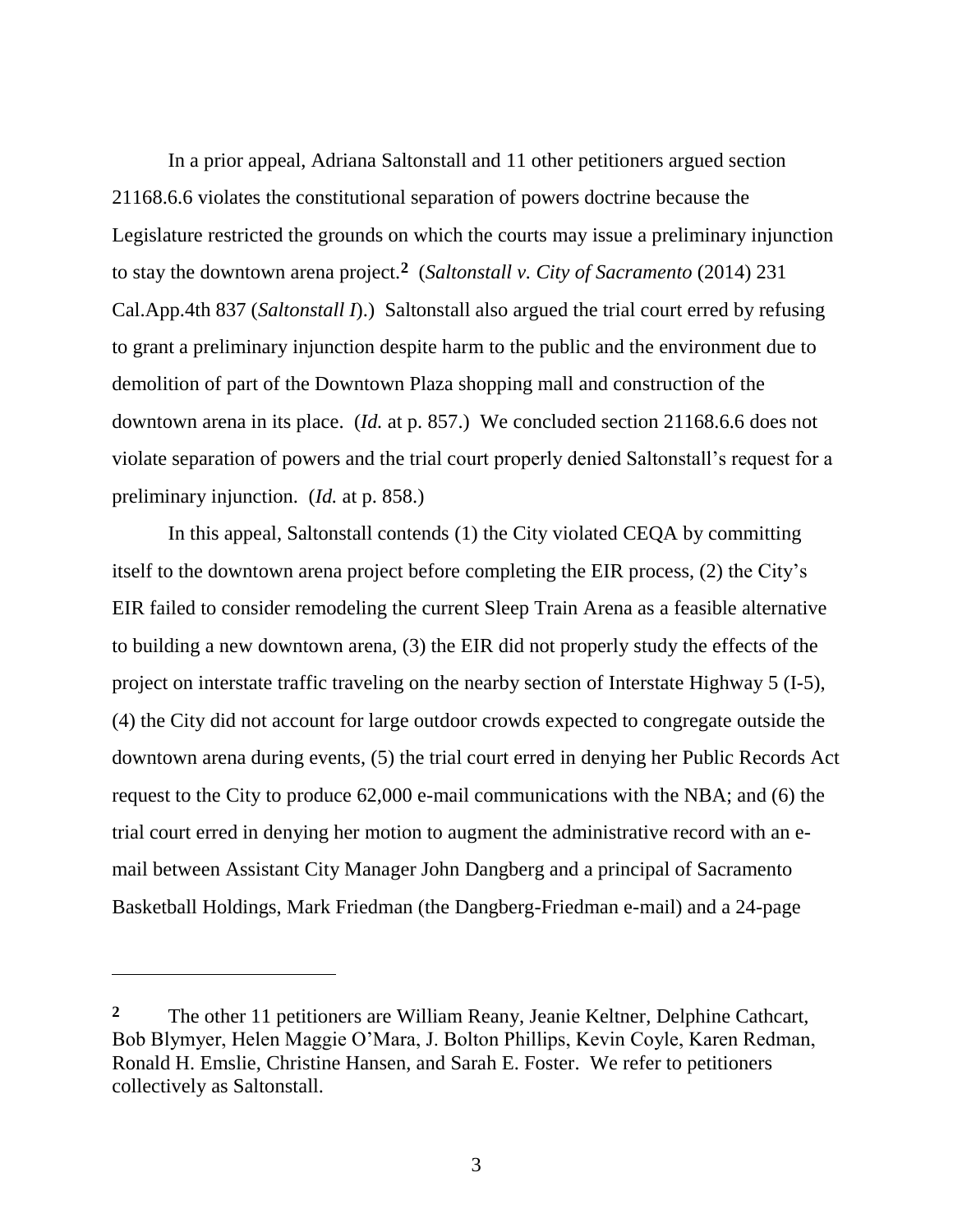In a prior appeal, Adriana Saltonstall and 11 other petitioners argued section 21168.6.6 violates the constitutional separation of powers doctrine because the Legislature restricted the grounds on which the courts may issue a preliminary injunction to stay the downtown arena project.[2] (*Saltonstall v. City of Sacramento* (2014) 231 Cal.App.4th 837 (*Saltonstall I*).) Saltonstall also argued the trial court erred by refusing to grant a preliminary injunction despite harm to the public and the environment due to demolition of part of the Downtown Plaza shopping mall and construction of the downtown arena in its place. (*Id.* at p. 857.) We concluded section 21168.6.6 does not violate separation of powers and the trial court properly denied Saltonstall's request for a preliminary injunction. (*Id.* at p. 858.)

In this appeal, Saltonstall contends (1) the City violated CEQA by committing itself to the downtown arena project before completing the EIR process, (2) the City's EIR failed to consider remodeling the current Sleep Train Arena as a feasible alternative to building a new downtown arena, (3) the EIR did not properly study the effects of the project on interstate traffic traveling on the nearby section of Interstate Highway 5 (I-5), (4) the City did not account for large outdoor crowds expected to congregate outside the downtown arena during events, (5) the trial court erred in denying her Public Records Act request to the City to produce 62,000 e-mail communications with the NBA; and (6) the trial court erred in denying her motion to augment the administrative record with an e-mail between Assistant City Manager John Dangberg and a principal of Sacramento Basketball Holdings, Mark Friedman (the Dangberg-Friedman e-mail) and a 24-page

---

[2] The other 11 petitioners are William Reany, Jeanie Keltner, Delphine Cathcart, Bob Blymyer, Helen Maggie O'Mara, J. Bolton Phillips, Kevin Coyle, Karen Redman, Ronald H. Emslie, Christine Hansen, and Sarah E. Foster. We refer to petitioners collectively as Saltonstall.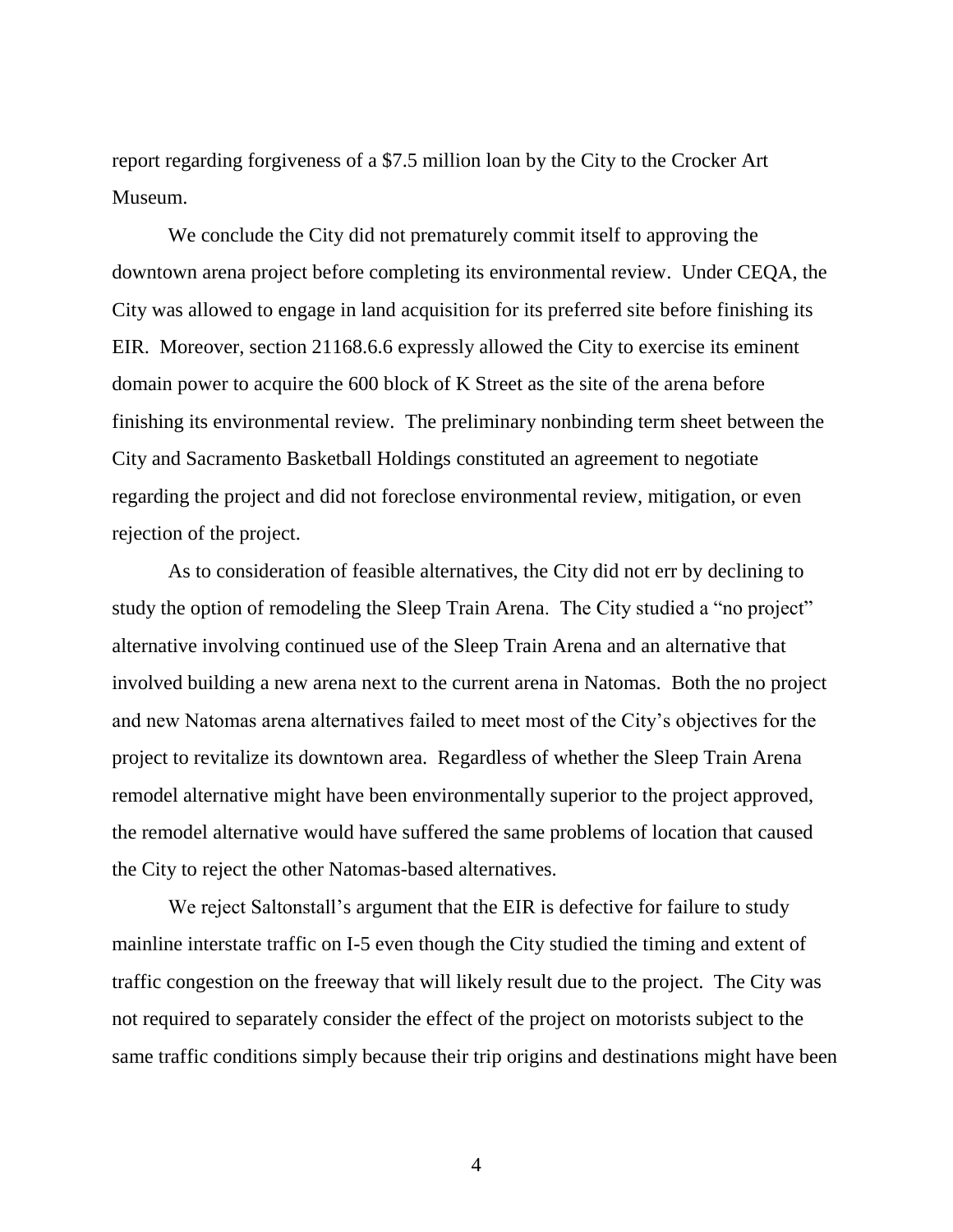report regarding forgiveness of a $7.5 million loan by the City to the Crocker Art Museum.

We conclude the City did not prematurely commit itself to approving the downtown arena project before completing its environmental review. Under CEQA, the City was allowed to engage in land acquisition for its preferred site before finishing its EIR. Moreover, section 21168.6.6 expressly allowed the City to exercise its eminent domain power to acquire the 600 block of K Street as the site of the arena before finishing its environmental review. The preliminary nonbinding term sheet between the City and Sacramento Basketball Holdings constituted an agreement to negotiate regarding the project and did not foreclose environmental review, mitigation, or even rejection of the project.

As to consideration of feasible alternatives, the City did not err by declining to study the option of remodeling the Sleep Train Arena. The City studied a "no project" alternative involving continued use of the Sleep Train Arena and an alternative that involved building a new arena next to the current arena in Natomas. Both the no project and new Natomas arena alternatives failed to meet most of the City's objectives for the project to revitalize its downtown area. Regardless of whether the Sleep Train Arena remodel alternative might have been environmentally superior to the project approved, the remodel alternative would have suffered the same problems of location that caused the City to reject the other Natomas-based alternatives.

We reject Saltonstall's argument that the EIR is defective for failure to study mainline interstate traffic on I-5 even though the City studied the timing and extent of traffic congestion on the freeway that will likely result due to the project. The City was not required to separately consider the effect of the project on motorists subject to the same traffic conditions simply because their trip origins and destinations might have been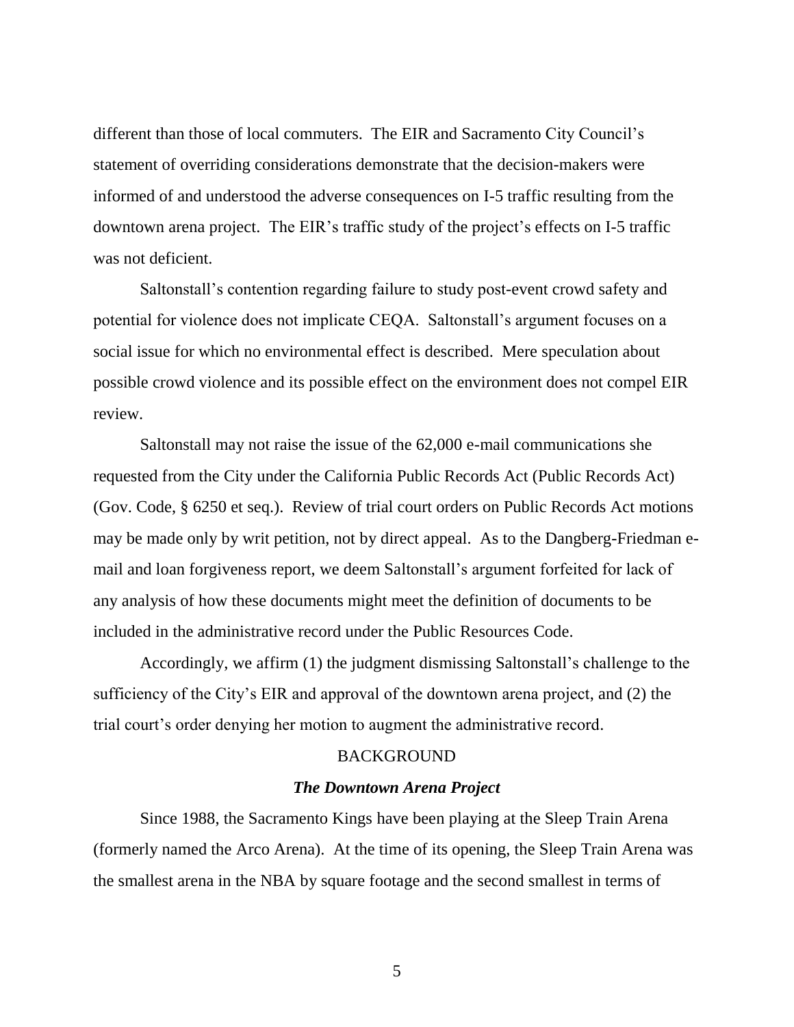different than those of local commuters. The EIR and Sacramento City Council's statement of overriding considerations demonstrate that the decision-makers were informed of and understood the adverse consequences on I-5 traffic resulting from the downtown arena project. The EIR's traffic study of the project's effects on I-5 traffic was not deficient.

Saltonstall's contention regarding failure to study post-event crowd safety and potential for violence does not implicate CEQA. Saltonstall's argument focuses on a social issue for which no environmental effect is described. Mere speculation about possible crowd violence and its possible effect on the environment does not compel EIR review.

Saltonstall may not raise the issue of the 62,000 e-mail communications she requested from the City under the California Public Records Act (Public Records Act) (Gov. Code, § 6250 et seq.). Review of trial court orders on Public Records Act motions may be made only by writ petition, not by direct appeal. As to the Dangberg-Friedman e-mail and loan forgiveness report, we deem Saltonstall's argument forfeited for lack of any analysis of how these documents might meet the definition of documents to be included in the administrative record under the Public Resources Code.

Accordingly, we affirm (1) the judgment dismissing Saltonstall's challenge to the sufficiency of the City's EIR and approval of the downtown arena project, and (2) the trial court's order denying her motion to augment the administrative record.

## BACKGROUND

### *The Downtown Arena Project*

Since 1988, the Sacramento Kings have been playing at the Sleep Train Arena (formerly named the Arco Arena). At the time of its opening, the Sleep Train Arena was the smallest arena in the NBA by square footage and the second smallest in terms of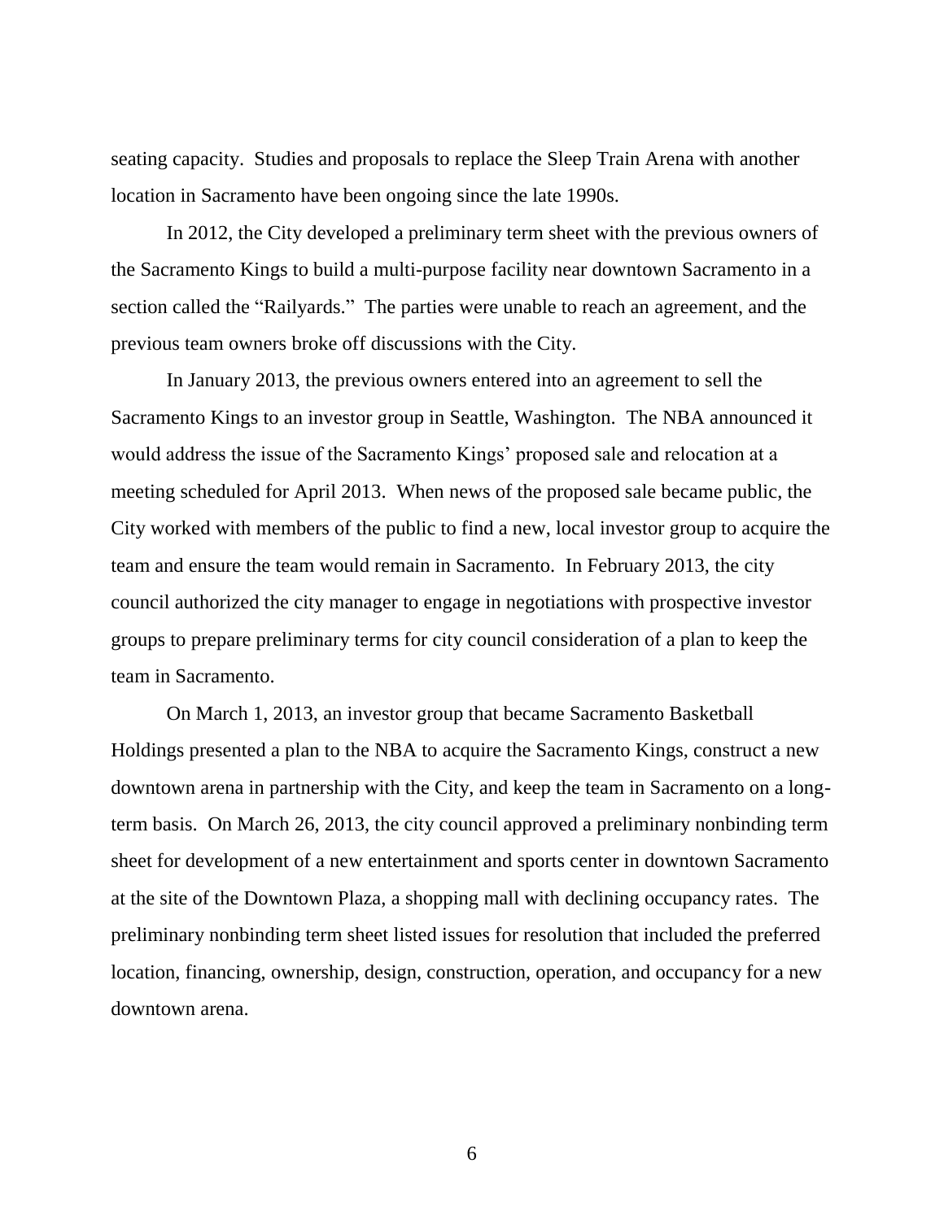seating capacity. Studies and proposals to replace the Sleep Train Arena with another location in Sacramento have been ongoing since the late 1990s.

In 2012, the City developed a preliminary term sheet with the previous owners of the Sacramento Kings to build a multi-purpose facility near downtown Sacramento in a section called the "Railyards." The parties were unable to reach an agreement, and the previous team owners broke off discussions with the City.

In January 2013, the previous owners entered into an agreement to sell the Sacramento Kings to an investor group in Seattle, Washington. The NBA announced it would address the issue of the Sacramento Kings' proposed sale and relocation at a meeting scheduled for April 2013. When news of the proposed sale became public, the City worked with members of the public to find a new, local investor group to acquire the team and ensure the team would remain in Sacramento. In February 2013, the city council authorized the city manager to engage in negotiations with prospective investor groups to prepare preliminary terms for city council consideration of a plan to keep the team in Sacramento.

On March 1, 2013, an investor group that became Sacramento Basketball Holdings presented a plan to the NBA to acquire the Sacramento Kings, construct a new downtown arena in partnership with the City, and keep the team in Sacramento on a long-term basis. On March 26, 2013, the city council approved a preliminary nonbinding term sheet for development of a new entertainment and sports center in downtown Sacramento at the site of the Downtown Plaza, a shopping mall with declining occupancy rates. The preliminary nonbinding term sheet listed issues for resolution that included the preferred location, financing, ownership, design, construction, operation, and occupancy for a new downtown arena.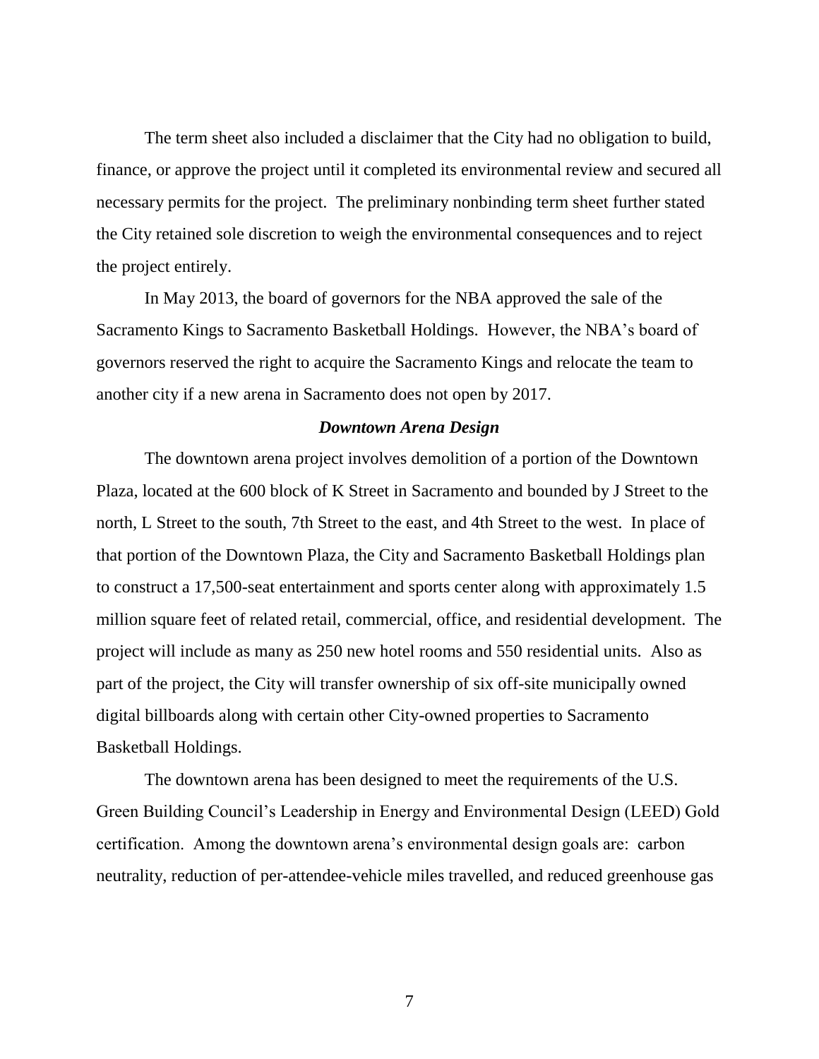The term sheet also included a disclaimer that the City had no obligation to build, finance, or approve the project until it completed its environmental review and secured all necessary permits for the project. The preliminary nonbinding term sheet further stated the City retained sole discretion to weigh the environmental consequences and to reject the project entirely.

In May 2013, the board of governors for the NBA approved the sale of the Sacramento Kings to Sacramento Basketball Holdings. However, the NBA's board of governors reserved the right to acquire the Sacramento Kings and relocate the team to another city if a new arena in Sacramento does not open by 2017.

### *Downtown Arena Design*

The downtown arena project involves demolition of a portion of the Downtown Plaza, located at the 600 block of K Street in Sacramento and bounded by J Street to the north, L Street to the south, 7th Street to the east, and 4th Street to the west. In place of that portion of the Downtown Plaza, the City and Sacramento Basketball Holdings plan to construct a 17,500-seat entertainment and sports center along with approximately 1.5 million square feet of related retail, commercial, office, and residential development. The project will include as many as 250 new hotel rooms and 550 residential units. Also as part of the project, the City will transfer ownership of six off-site municipally owned digital billboards along with certain other City-owned properties to Sacramento Basketball Holdings.

The downtown arena has been designed to meet the requirements of the U.S. Green Building Council's Leadership in Energy and Environmental Design (LEED) Gold certification. Among the downtown arena's environmental design goals are: carbon neutrality, reduction of per-attendee-vehicle miles travelled, and reduced greenhouse gas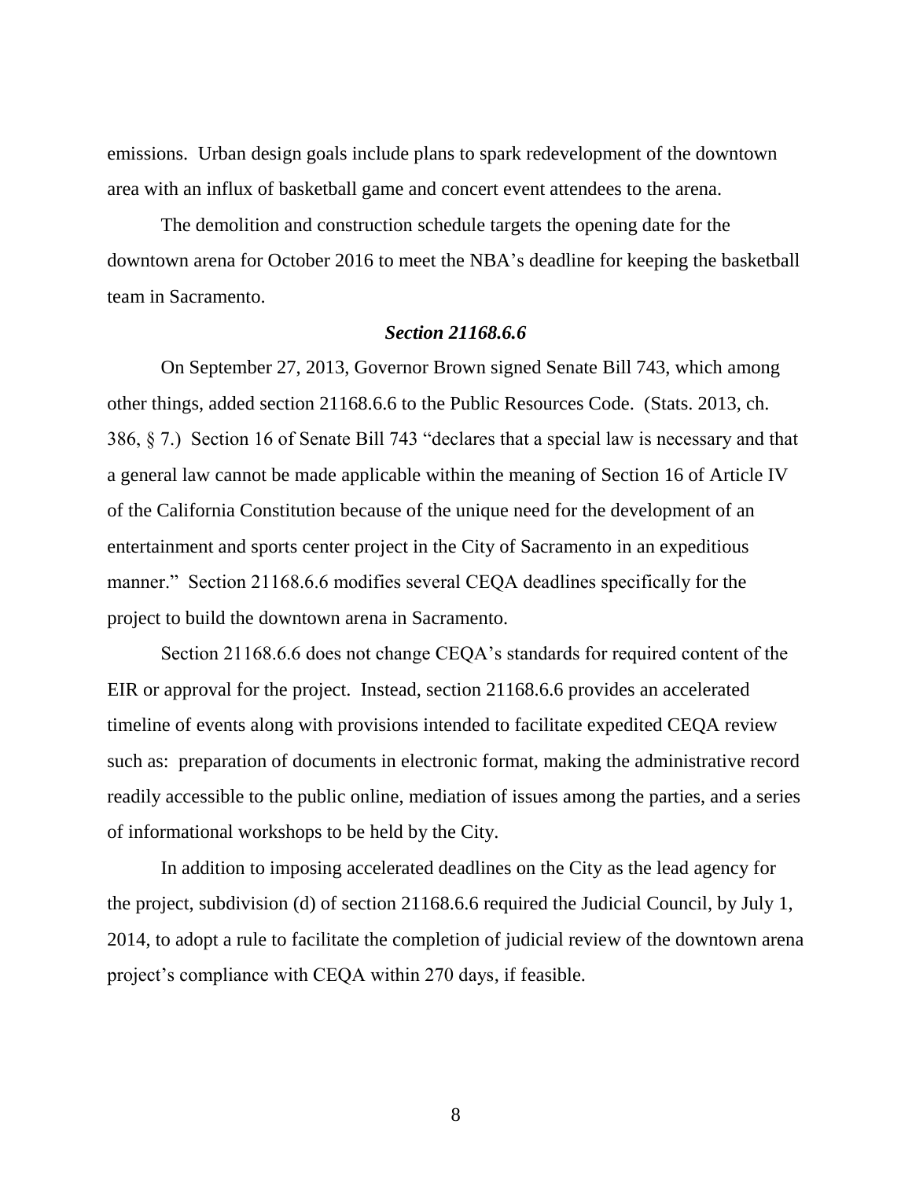emissions. Urban design goals include plans to spark redevelopment of the downtown area with an influx of basketball game and concert event attendees to the arena.

The demolition and construction schedule targets the opening date for the downtown arena for October 2016 to meet the NBA's deadline for keeping the basketball team in Sacramento.

### *Section 21168.6.6*

On September 27, 2013, Governor Brown signed Senate Bill 743, which among other things, added section 21168.6.6 to the Public Resources Code. (Stats. 2013, ch. 386, § 7.) Section 16 of Senate Bill 743 "declares that a special law is necessary and that a general law cannot be made applicable within the meaning of Section 16 of Article IV of the California Constitution because of the unique need for the development of an entertainment and sports center project in the City of Sacramento in an expeditious manner." Section 21168.6.6 modifies several CEQA deadlines specifically for the project to build the downtown arena in Sacramento.

Section 21168.6.6 does not change CEQA's standards for required content of the EIR or approval for the project. Instead, section 21168.6.6 provides an accelerated timeline of events along with provisions intended to facilitate expedited CEQA review such as: preparation of documents in electronic format, making the administrative record readily accessible to the public online, mediation of issues among the parties, and a series of informational workshops to be held by the City.

In addition to imposing accelerated deadlines on the City as the lead agency for the project, subdivision (d) of section 21168.6.6 required the Judicial Council, by July 1, 2014, to adopt a rule to facilitate the completion of judicial review of the downtown arena project's compliance with CEQA within 270 days, if feasible.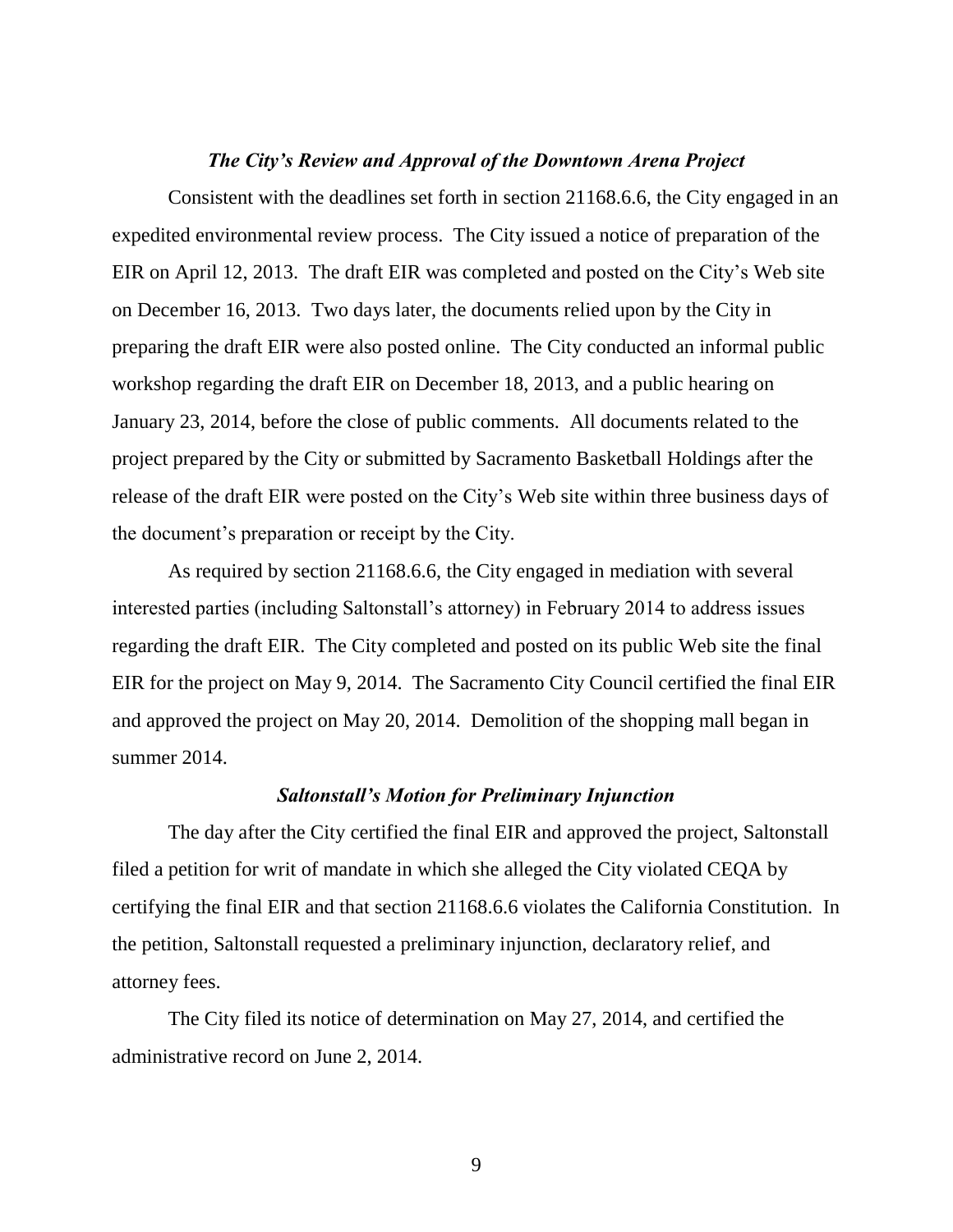### *The City's Review and Approval of the Downtown Arena Project*

Consistent with the deadlines set forth in section 21168.6.6, the City engaged in an expedited environmental review process. The City issued a notice of preparation of the EIR on April 12, 2013. The draft EIR was completed and posted on the City's Web site on December 16, 2013. Two days later, the documents relied upon by the City in preparing the draft EIR were also posted online. The City conducted an informal public workshop regarding the draft EIR on December 18, 2013, and a public hearing on January 23, 2014, before the close of public comments. All documents related to the project prepared by the City or submitted by Sacramento Basketball Holdings after the release of the draft EIR were posted on the City's Web site within three business days of the document's preparation or receipt by the City.

As required by section 21168.6.6, the City engaged in mediation with several interested parties (including Saltonstall's attorney) in February 2014 to address issues regarding the draft EIR. The City completed and posted on its public Web site the final EIR for the project on May 9, 2014. The Sacramento City Council certified the final EIR and approved the project on May 20, 2014. Demolition of the shopping mall began in summer 2014.

### *Saltonstall's Motion for Preliminary Injunction*

The day after the City certified the final EIR and approved the project, Saltonstall filed a petition for writ of mandate in which she alleged the City violated CEQA by certifying the final EIR and that section 21168.6.6 violates the California Constitution. In the petition, Saltonstall requested a preliminary injunction, declaratory relief, and attorney fees.

The City filed its notice of determination on May 27, 2014, and certified the administrative record on June 2, 2014.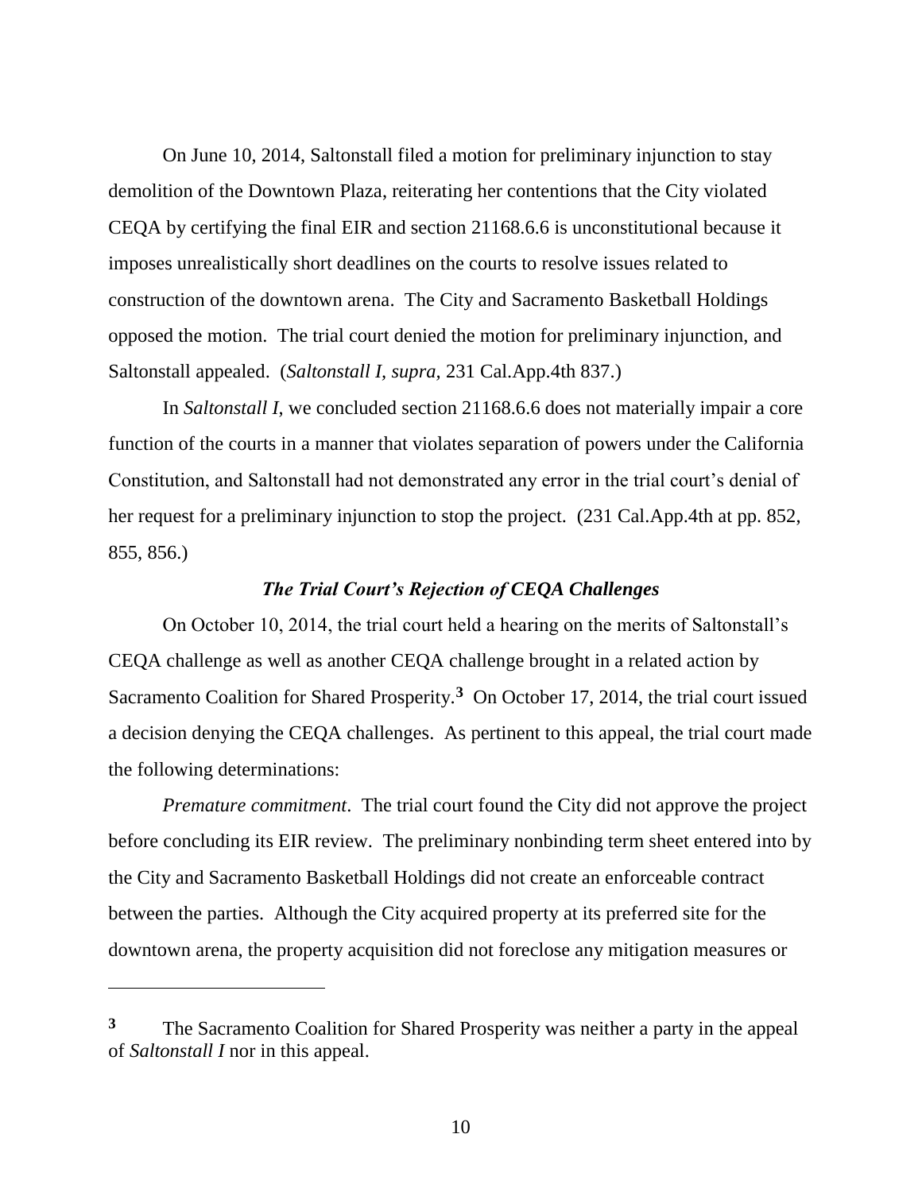On June 10, 2014, Saltonstall filed a motion for preliminary injunction to stay demolition of the Downtown Plaza, reiterating her contentions that the City violated CEQA by certifying the final EIR and section 21168.6.6 is unconstitutional because it imposes unrealistically short deadlines on the courts to resolve issues related to construction of the downtown arena. The City and Sacramento Basketball Holdings opposed the motion. The trial court denied the motion for preliminary injunction, and Saltonstall appealed. (*Saltonstall I, supra,* 231 Cal.App.4th 837.)

In *Saltonstall I*, we concluded section 21168.6.6 does not materially impair a core function of the courts in a manner that violates separation of powers under the California Constitution, and Saltonstall had not demonstrated any error in the trial court's denial of her request for a preliminary injunction to stop the project. (231 Cal.App.4th at pp. 852, 855, 856.)

### *The Trial Court's Rejection of CEQA Challenges*

On October 10, 2014, the trial court held a hearing on the merits of Saltonstall's CEQA challenge as well as another CEQA challenge brought in a related action by Sacramento Coalition for Shared Prosperity.[3] On October 17, 2014, the trial court issued a decision denying the CEQA challenges. As pertinent to this appeal, the trial court made the following determinations:

*Premature commitment*. The trial court found the City did not approve the project before concluding its EIR review. The preliminary nonbinding term sheet entered into by the City and Sacramento Basketball Holdings did not create an enforceable contract between the parties. Although the City acquired property at its preferred site for the downtown arena, the property acquisition did not foreclose any mitigation measures or

---

[3] The Sacramento Coalition for Shared Prosperity was neither a party in the appeal of *Saltonstall I* nor in this appeal.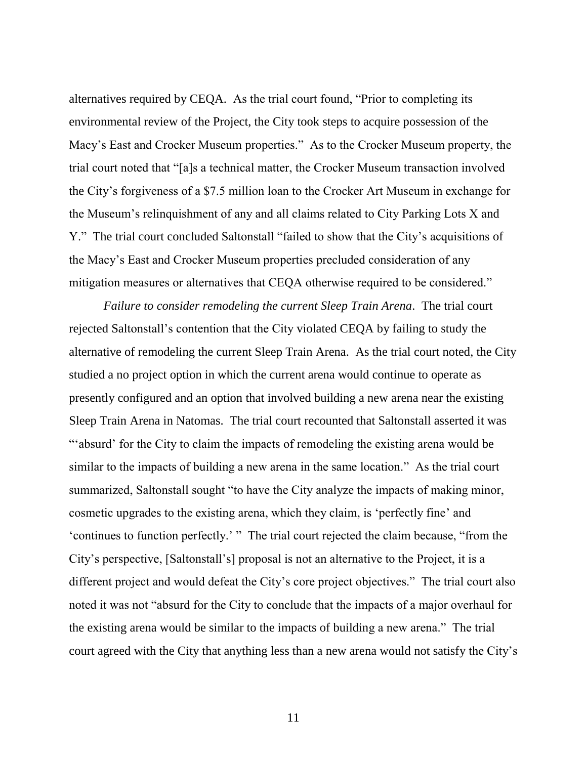alternatives required by CEQA. As the trial court found, "Prior to completing its environmental review of the Project, the City took steps to acquire possession of the Macy's East and Crocker Museum properties." As to the Crocker Museum property, the trial court noted that "[a]s a technical matter, the Crocker Museum transaction involved the City's forgiveness of a $7.5 million loan to the Crocker Art Museum in exchange for the Museum's relinquishment of any and all claims related to City Parking Lots X and Y." The trial court concluded Saltonstall "failed to show that the City's acquisitions of the Macy's East and Crocker Museum properties precluded consideration of any mitigation measures or alternatives that CEQA otherwise required to be considered."

*Failure to consider remodeling the current Sleep Train Arena*. The trial court rejected Saltonstall's contention that the City violated CEQA by failing to study the alternative of remodeling the current Sleep Train Arena. As the trial court noted, the City studied a no project option in which the current arena would continue to operate as presently configured and an option that involved building a new arena near the existing Sleep Train Arena in Natomas. The trial court recounted that Saltonstall asserted it was "'absurd' for the City to claim the impacts of remodeling the existing arena would be similar to the impacts of building a new arena in the same location." As the trial court summarized, Saltonstall sought "to have the City analyze the impacts of making minor, cosmetic upgrades to the existing arena, which they claim, is 'perfectly fine' and 'continues to function perfectly.' " The trial court rejected the claim because, "from the City's perspective, [Saltonstall's] proposal is not an alternative to the Project, it is a different project and would defeat the City's core project objectives." The trial court also noted it was not "absurd for the City to conclude that the impacts of a major overhaul for the existing arena would be similar to the impacts of building a new arena." The trial court agreed with the City that anything less than a new arena would not satisfy the City's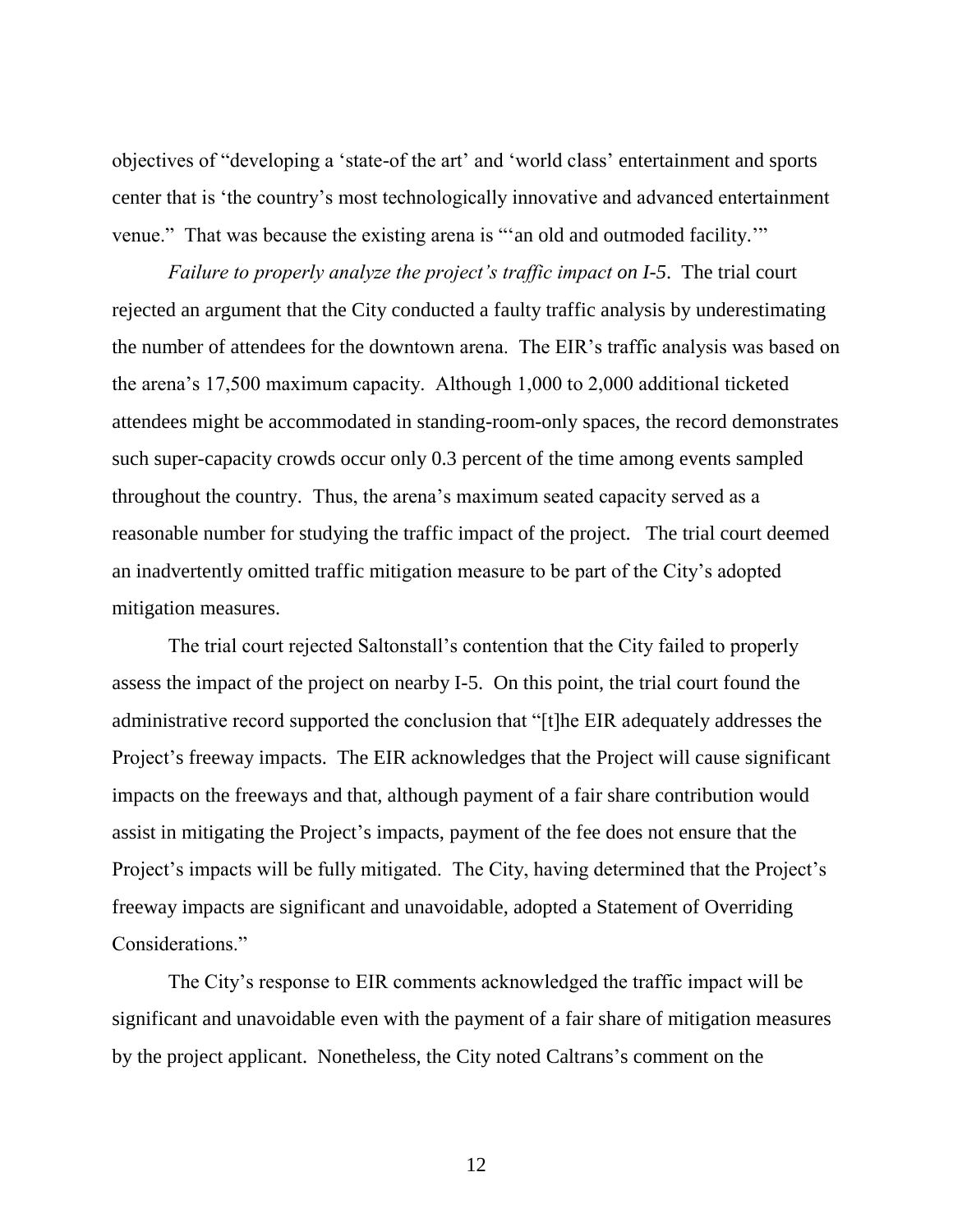objectives of "developing a 'state-of the art' and 'world class' entertainment and sports center that is 'the country's most technologically innovative and advanced entertainment venue." That was because the existing arena is "'an old and outmoded facility.'"

*Failure to properly analyze the project's traffic impact on I-5.* The trial court rejected an argument that the City conducted a faulty traffic analysis by underestimating the number of attendees for the downtown arena. The EIR's traffic analysis was based on the arena's 17,500 maximum capacity. Although 1,000 to 2,000 additional ticketed attendees might be accommodated in standing-room-only spaces, the record demonstrates such super-capacity crowds occur only 0.3 percent of the time among events sampled throughout the country. Thus, the arena's maximum seated capacity served as a reasonable number for studying the traffic impact of the project. The trial court deemed an inadvertently omitted traffic mitigation measure to be part of the City's adopted mitigation measures.

The trial court rejected Saltonstall's contention that the City failed to properly assess the impact of the project on nearby I-5. On this point, the trial court found the administrative record supported the conclusion that "[t]he EIR adequately addresses the Project's freeway impacts. The EIR acknowledges that the Project will cause significant impacts on the freeways and that, although payment of a fair share contribution would assist in mitigating the Project's impacts, payment of the fee does not ensure that the Project's impacts will be fully mitigated. The City, having determined that the Project's freeway impacts are significant and unavoidable, adopted a Statement of Overriding Considerations."

The City's response to EIR comments acknowledged the traffic impact will be significant and unavoidable even with the payment of a fair share of mitigation measures by the project applicant. Nonetheless, the City noted Caltrans's comment on the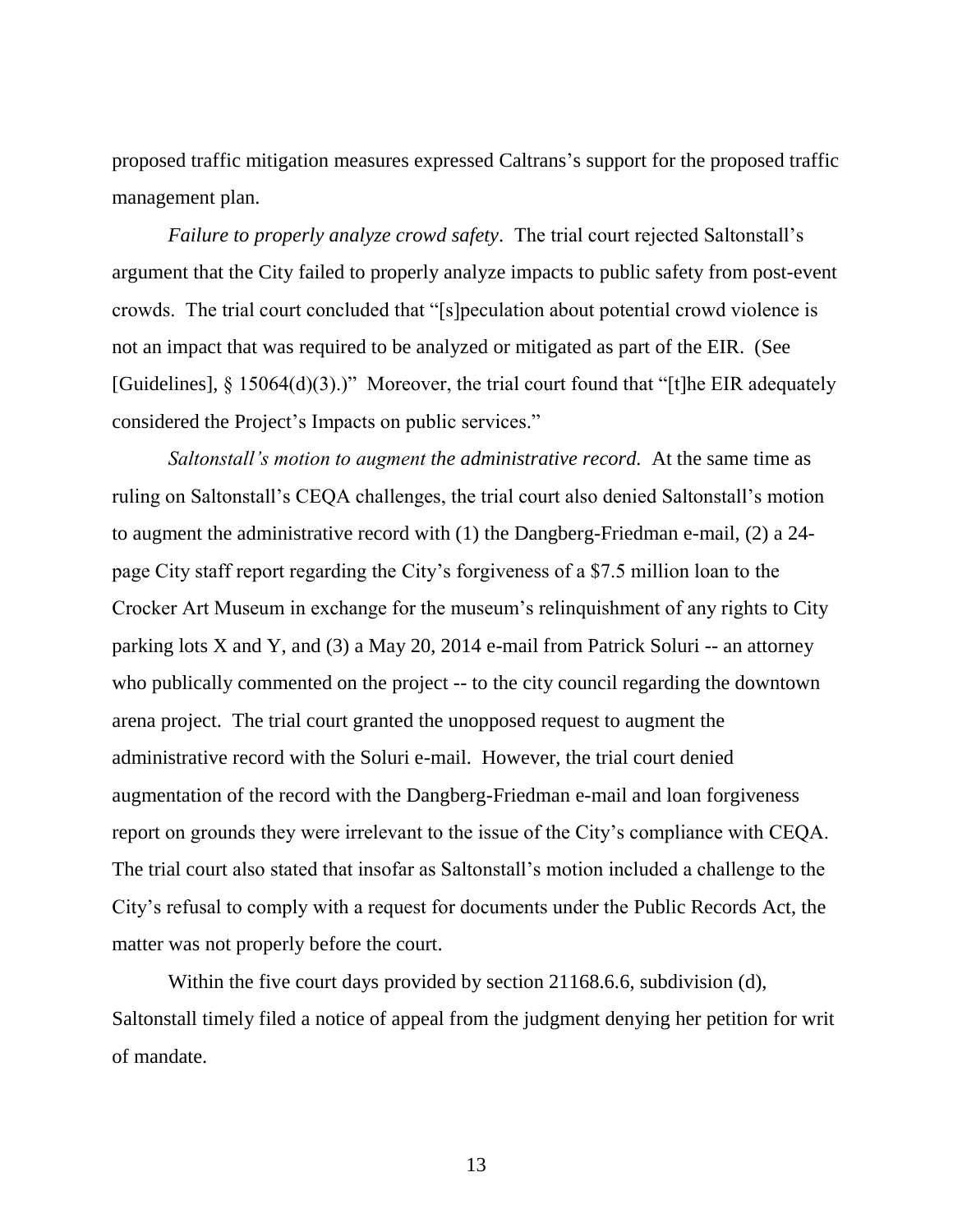proposed traffic mitigation measures expressed Caltrans's support for the proposed traffic management plan.

*Failure to properly analyze crowd safety*. The trial court rejected Saltonstall's argument that the City failed to properly analyze impacts to public safety from post-event crowds. The trial court concluded that "[s]peculation about potential crowd violence is not an impact that was required to be analyzed or mitigated as part of the EIR. (See [Guidelines], § 15064(d)(3).)" Moreover, the trial court found that "[t]he EIR adequately considered the Project's Impacts on public services."

*Saltonstall's motion to augment the administrative record.* At the same time as ruling on Saltonstall's CEQA challenges, the trial court also denied Saltonstall's motion to augment the administrative record with (1) the Dangberg-Friedman e-mail, (2) a 24-page City staff report regarding the City's forgiveness of a $7.5 million loan to the Crocker Art Museum in exchange for the museum's relinquishment of any rights to City parking lots X and Y, and (3) a May 20, 2014 e-mail from Patrick Soluri -- an attorney who publically commented on the project -- to the city council regarding the downtown arena project. The trial court granted the unopposed request to augment the administrative record with the Soluri e-mail. However, the trial court denied augmentation of the record with the Dangberg-Friedman e-mail and loan forgiveness report on grounds they were irrelevant to the issue of the City's compliance with CEQA. The trial court also stated that insofar as Saltonstall's motion included a challenge to the City's refusal to comply with a request for documents under the Public Records Act, the matter was not properly before the court.

Within the five court days provided by section 21168.6.6, subdivision (d), Saltonstall timely filed a notice of appeal from the judgment denying her petition for writ of mandate.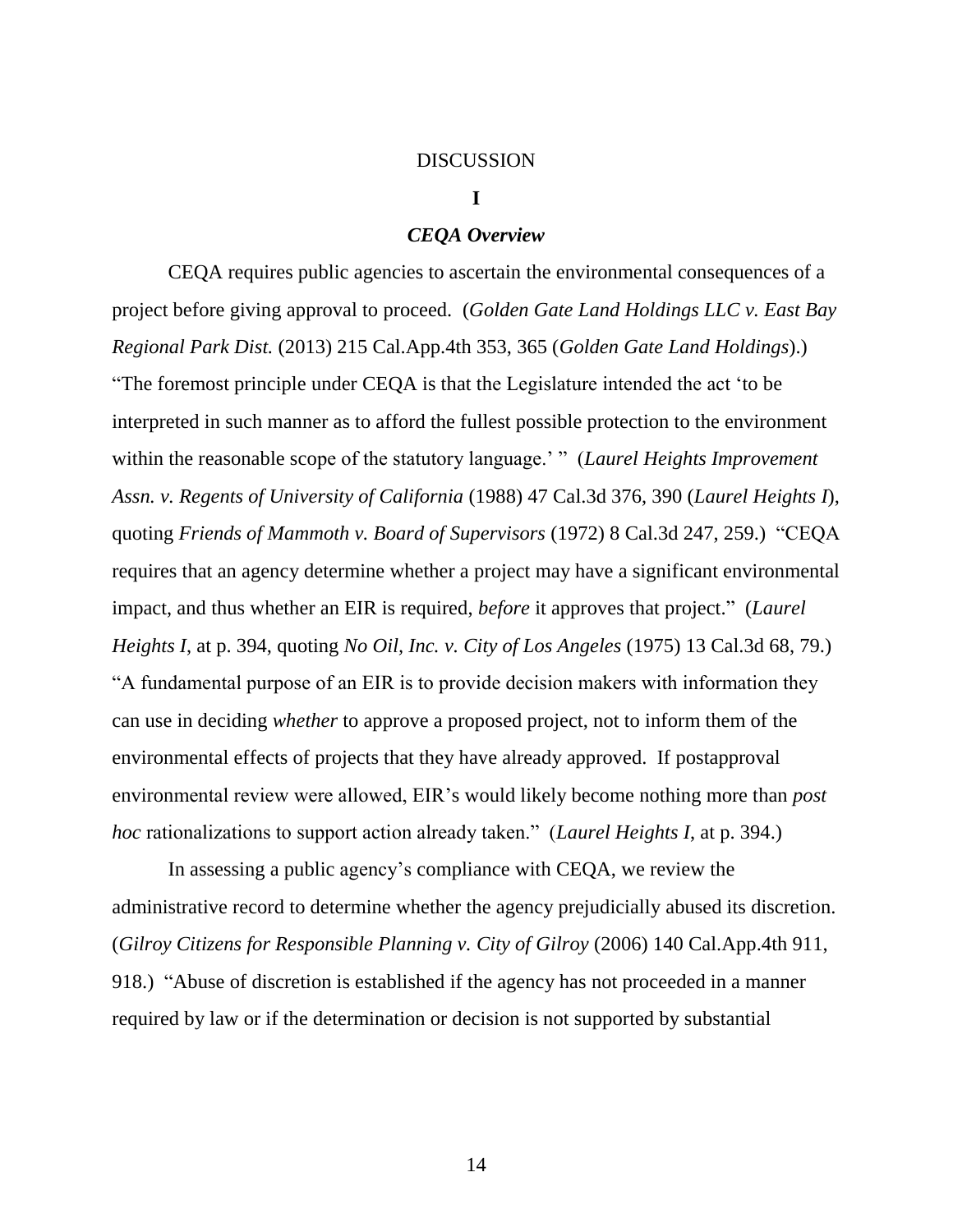## DISCUSSION

### I

### *CEQA Overview*

CEQA requires public agencies to ascertain the environmental consequences of a project before giving approval to proceed. (*Golden Gate Land Holdings LLC v. East Bay Regional Park Dist.* (2013) 215 Cal.App.4th 353, 365 (*Golden Gate Land Holdings*).) "The foremost principle under CEQA is that the Legislature intended the act 'to be interpreted in such manner as to afford the fullest possible protection to the environment within the reasonable scope of the statutory language.' " (*Laurel Heights Improvement Assn. v. Regents of University of California* (1988) 47 Cal.3d 376, 390 (*Laurel Heights I*), quoting *Friends of Mammoth v. Board of Supervisors* (1972) 8 Cal.3d 247, 259.) "CEQA requires that an agency determine whether a project may have a significant environmental impact, and thus whether an EIR is required, *before* it approves that project." (*Laurel Heights I*, at p. 394, quoting *No Oil, Inc. v. City of Los Angeles* (1975) 13 Cal.3d 68, 79.) "A fundamental purpose of an EIR is to provide decision makers with information they can use in deciding *whether* to approve a proposed project, not to inform them of the environmental effects of projects that they have already approved. If postapproval environmental review were allowed, EIR's would likely become nothing more than *post hoc* rationalizations to support action already taken." (*Laurel Heights I*, at p. 394.)

In assessing a public agency's compliance with CEQA, we review the administrative record to determine whether the agency prejudicially abused its discretion. (*Gilroy Citizens for Responsible Planning v. City of Gilroy* (2006) 140 Cal.App.4th 911, 918.) "Abuse of discretion is established if the agency has not proceeded in a manner required by law or if the determination or decision is not supported by substantial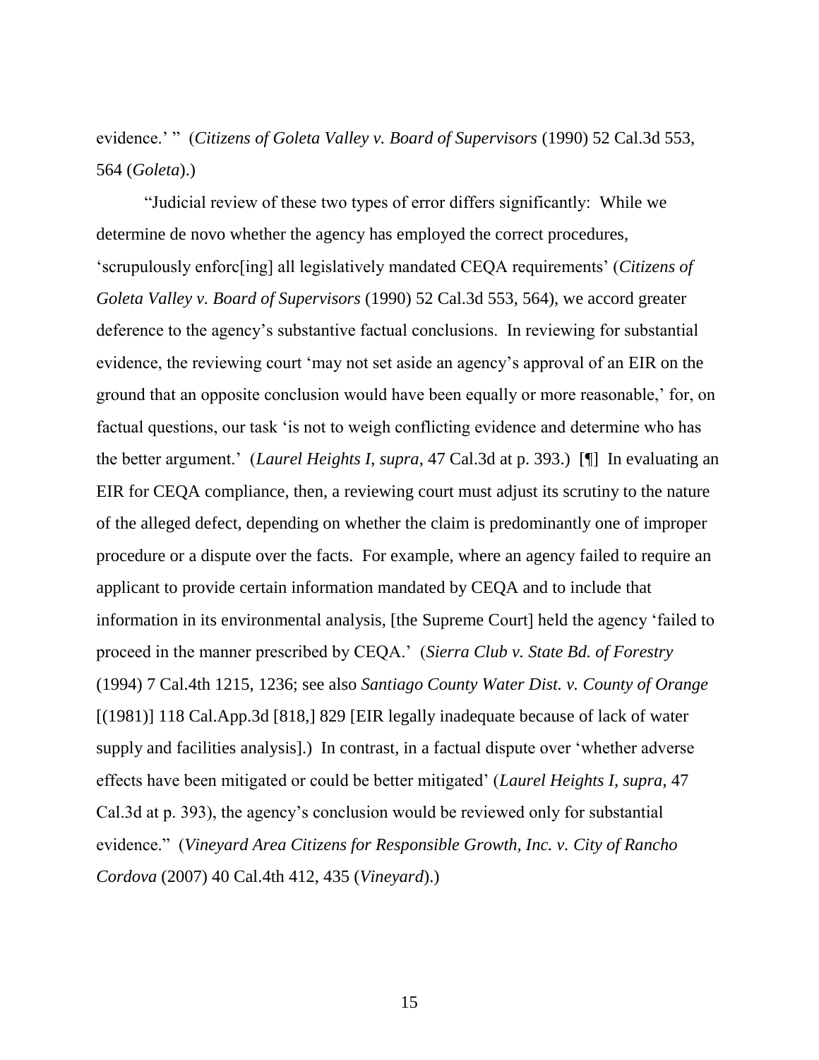evidence.' " (*Citizens of Goleta Valley v. Board of Supervisors* (1990) 52 Cal.3d 553, 564 (*Goleta*).)

"Judicial review of these two types of error differs significantly: While we determine de novo whether the agency has employed the correct procedures, 'scrupulously enforc[ing] all legislatively mandated CEQA requirements' (*Citizens of Goleta Valley v. Board of Supervisors* (1990) 52 Cal.3d 553, 564), we accord greater deference to the agency's substantive factual conclusions. In reviewing for substantial evidence, the reviewing court 'may not set aside an agency's approval of an EIR on the ground that an opposite conclusion would have been equally or more reasonable,' for, on factual questions, our task 'is not to weigh conflicting evidence and determine who has the better argument.' (*Laurel Heights I*, *supra*, 47 Cal.3d at p. 393.) [¶] In evaluating an EIR for CEQA compliance, then, a reviewing court must adjust its scrutiny to the nature of the alleged defect, depending on whether the claim is predominantly one of improper procedure or a dispute over the facts. For example, where an agency failed to require an applicant to provide certain information mandated by CEQA and to include that information in its environmental analysis, [the Supreme Court] held the agency 'failed to proceed in the manner prescribed by CEQA.' (*Sierra Club v. State Bd. of Forestry* (1994) 7 Cal.4th 1215, 1236; see also *Santiago County Water Dist. v. County of Orange* [(1981)] 118 Cal.App.3d [818,] 829 [EIR legally inadequate because of lack of water supply and facilities analysis].) In contrast, in a factual dispute over 'whether adverse effects have been mitigated or could be better mitigated' (*Laurel Heights I*, *supra*, 47 Cal.3d at p. 393), the agency's conclusion would be reviewed only for substantial evidence." (*Vineyard Area Citizens for Responsible Growth, Inc. v. City of Rancho Cordova* (2007) 40 Cal.4th 412, 435 (*Vineyard*).)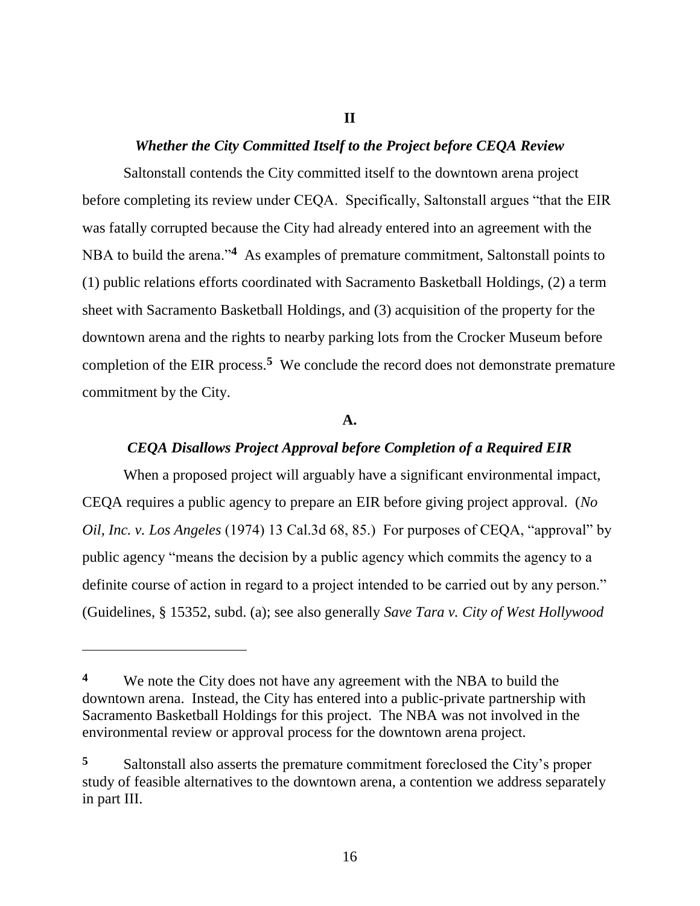**II**

***Whether the City Committed Itself to the Project before CEQA Review***

Saltonstall contends the City committed itself to the downtown arena project before completing its review under CEQA. Specifically, Saltonstall argues "that the EIR was fatally corrupted because the City had already entered into an agreement with the NBA to build the arena."[4] As examples of premature commitment, Saltonstall points to (1) public relations efforts coordinated with Sacramento Basketball Holdings, (2) a term sheet with Sacramento Basketball Holdings, and (3) acquisition of the property for the downtown arena and the rights to nearby parking lots from the Crocker Museum before completion of the EIR process.[5] We conclude the record does not demonstrate premature commitment by the City.

**A.**

***CEQA Disallows Project Approval before Completion of a Required EIR***

When a proposed project will arguably have a significant environmental impact, CEQA requires a public agency to prepare an EIR before giving project approval. (*No Oil, Inc. v. Los Angeles* (1974) 13 Cal.3d 68, 85.) For purposes of CEQA, "approval" by public agency "means the decision by a public agency which commits the agency to a definite course of action in regard to a project intended to be carried out by any person." (Guidelines, § 15352, subd. (a); see also generally *Save Tara v. City of West Hollywood*

---

**4** We note the City does not have any agreement with the NBA to build the downtown arena. Instead, the City has entered into a public-private partnership with Sacramento Basketball Holdings for this project. The NBA was not involved in the environmental review or approval process for the downtown arena project.

**5** Saltonstall also asserts the premature commitment foreclosed the City's proper study of feasible alternatives to the downtown arena, a contention we address separately in part III.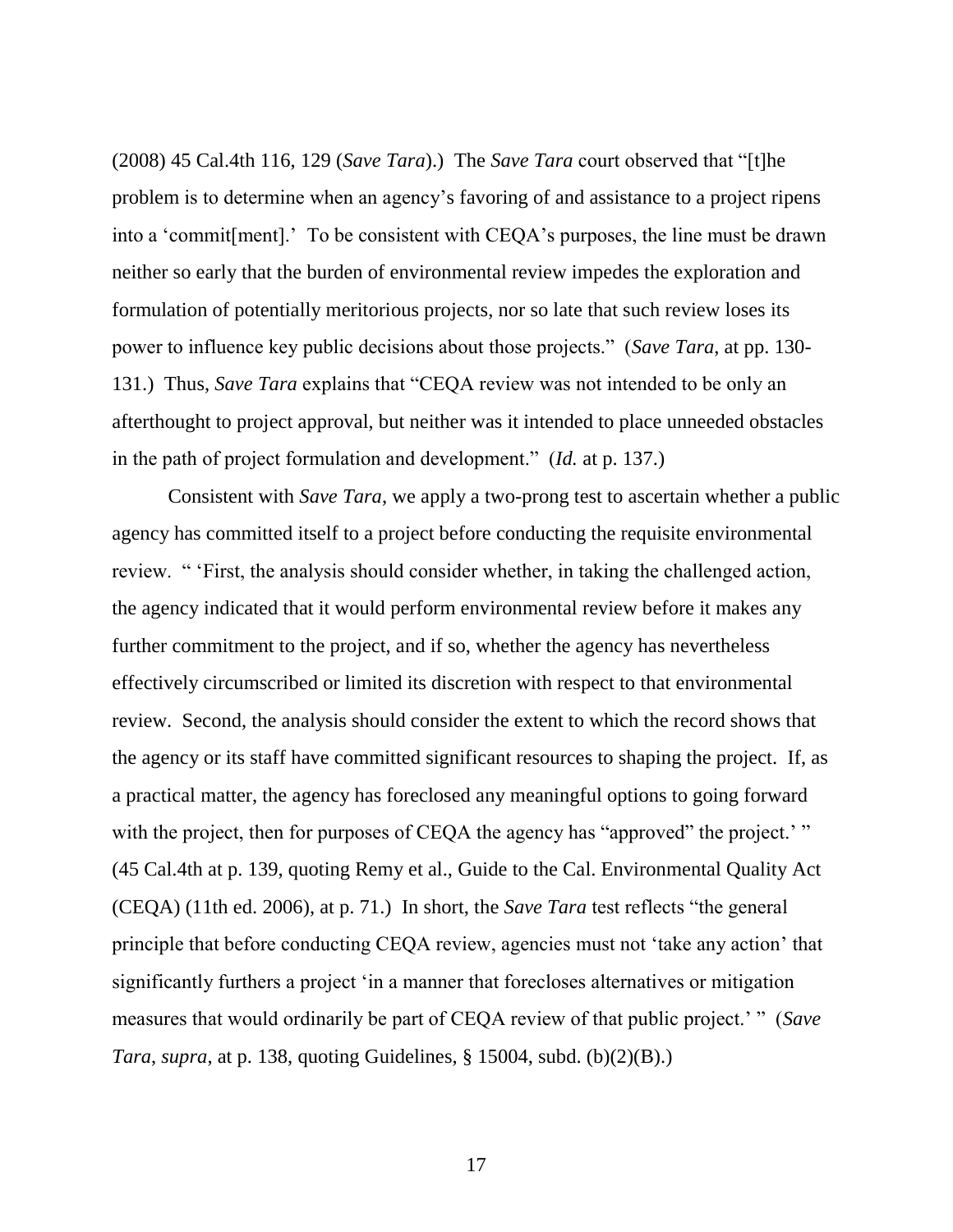(2008) 45 Cal.4th 116, 129 (*Save Tara*).) The *Save Tara* court observed that "[t]he problem is to determine when an agency's favoring of and assistance to a project ripens into a 'commit[ment].' To be consistent with CEQA's purposes, the line must be drawn neither so early that the burden of environmental review impedes the exploration and formulation of potentially meritorious projects, nor so late that such review loses its power to influence key public decisions about those projects." (*Save Tara*, at pp. 130-131.) Thus, *Save Tara* explains that "CEQA review was not intended to be only an afterthought to project approval, but neither was it intended to place unneeded obstacles in the path of project formulation and development." (*Id.* at p. 137.)

Consistent with *Save Tara*, we apply a two-prong test to ascertain whether a public agency has committed itself to a project before conducting the requisite environmental review. " 'First, the analysis should consider whether, in taking the challenged action, the agency indicated that it would perform environmental review before it makes any further commitment to the project, and if so, whether the agency has nevertheless effectively circumscribed or limited its discretion with respect to that environmental review. Second, the analysis should consider the extent to which the record shows that the agency or its staff have committed significant resources to shaping the project. If, as a practical matter, the agency has foreclosed any meaningful options to going forward with the project, then for purposes of CEQA the agency has "approved" the project.' " (45 Cal.4th at p. 139, quoting Remy et al., Guide to the Cal. Environmental Quality Act (CEQA) (11th ed. 2006), at p. 71.) In short, the *Save Tara* test reflects "the general principle that before conducting CEQA review, agencies must not 'take any action' that significantly furthers a project 'in a manner that forecloses alternatives or mitigation measures that would ordinarily be part of CEQA review of that public project.' " (*Save Tara*, *supra*, at p. 138, quoting Guidelines, § 15004, subd. (b)(2)(B).)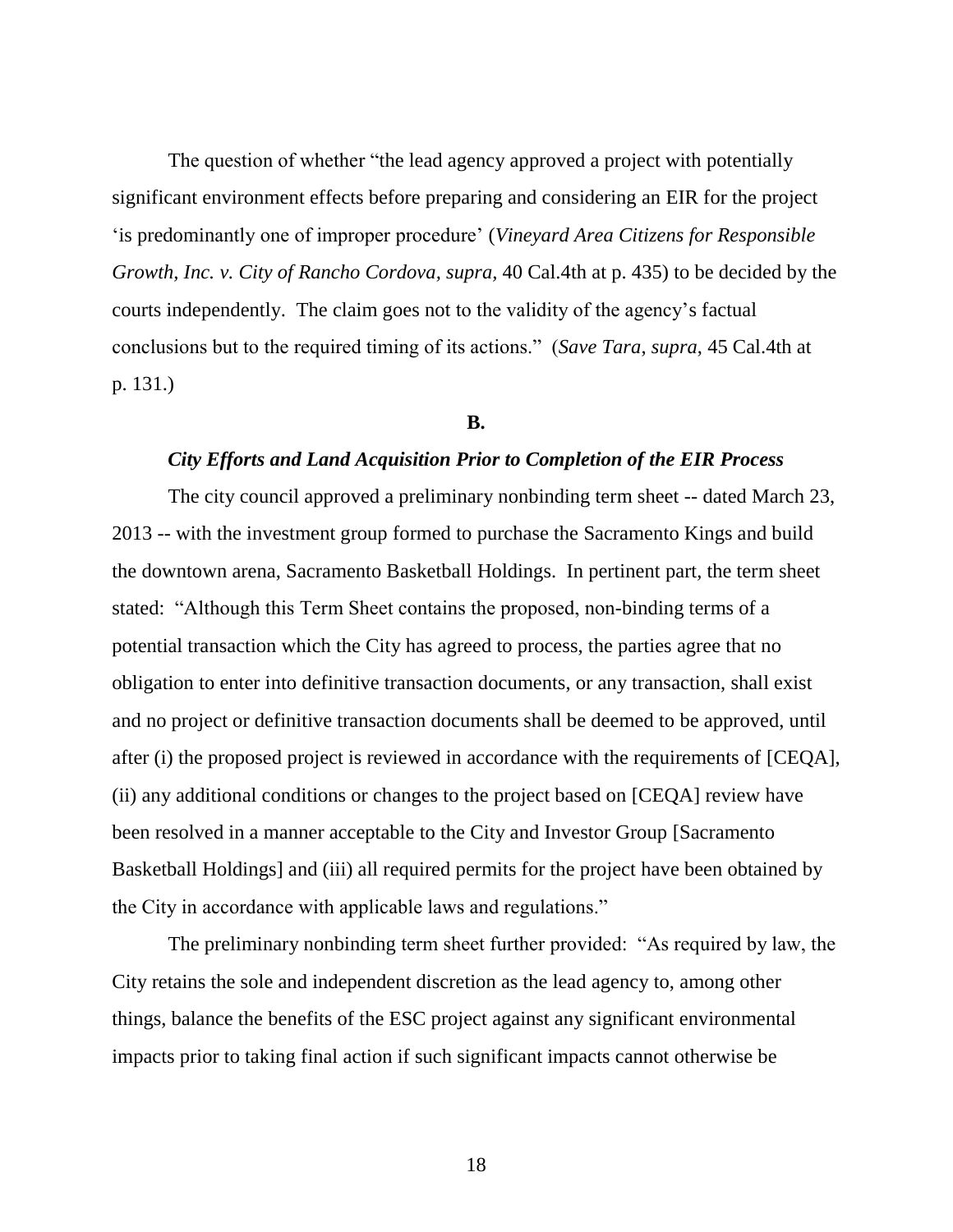The question of whether "the lead agency approved a project with potentially significant environment effects before preparing and considering an EIR for the project 'is predominantly one of improper procedure' (*Vineyard Area Citizens for Responsible Growth, Inc. v. City of Rancho Cordova*, *supra*, 40 Cal.4th at p. 435) to be decided by the courts independently. The claim goes not to the validity of the agency's factual conclusions but to the required timing of its actions." (*Save Tara*, *supra*, 45 Cal.4th at p. 131.)

**B.**

***City Efforts and Land Acquisition Prior to Completion of the EIR Process***

The city council approved a preliminary nonbinding term sheet -- dated March 23, 2013 -- with the investment group formed to purchase the Sacramento Kings and build the downtown arena, Sacramento Basketball Holdings. In pertinent part, the term sheet stated: "Although this Term Sheet contains the proposed, non-binding terms of a potential transaction which the City has agreed to process, the parties agree that no obligation to enter into definitive transaction documents, or any transaction, shall exist and no project or definitive transaction documents shall be deemed to be approved, until after (i) the proposed project is reviewed in accordance with the requirements of [CEQA], (ii) any additional conditions or changes to the project based on [CEQA] review have been resolved in a manner acceptable to the City and Investor Group [Sacramento Basketball Holdings] and (iii) all required permits for the project have been obtained by the City in accordance with applicable laws and regulations."

The preliminary nonbinding term sheet further provided: "As required by law, the City retains the sole and independent discretion as the lead agency to, among other things, balance the benefits of the ESC project against any significant environmental impacts prior to taking final action if such significant impacts cannot otherwise be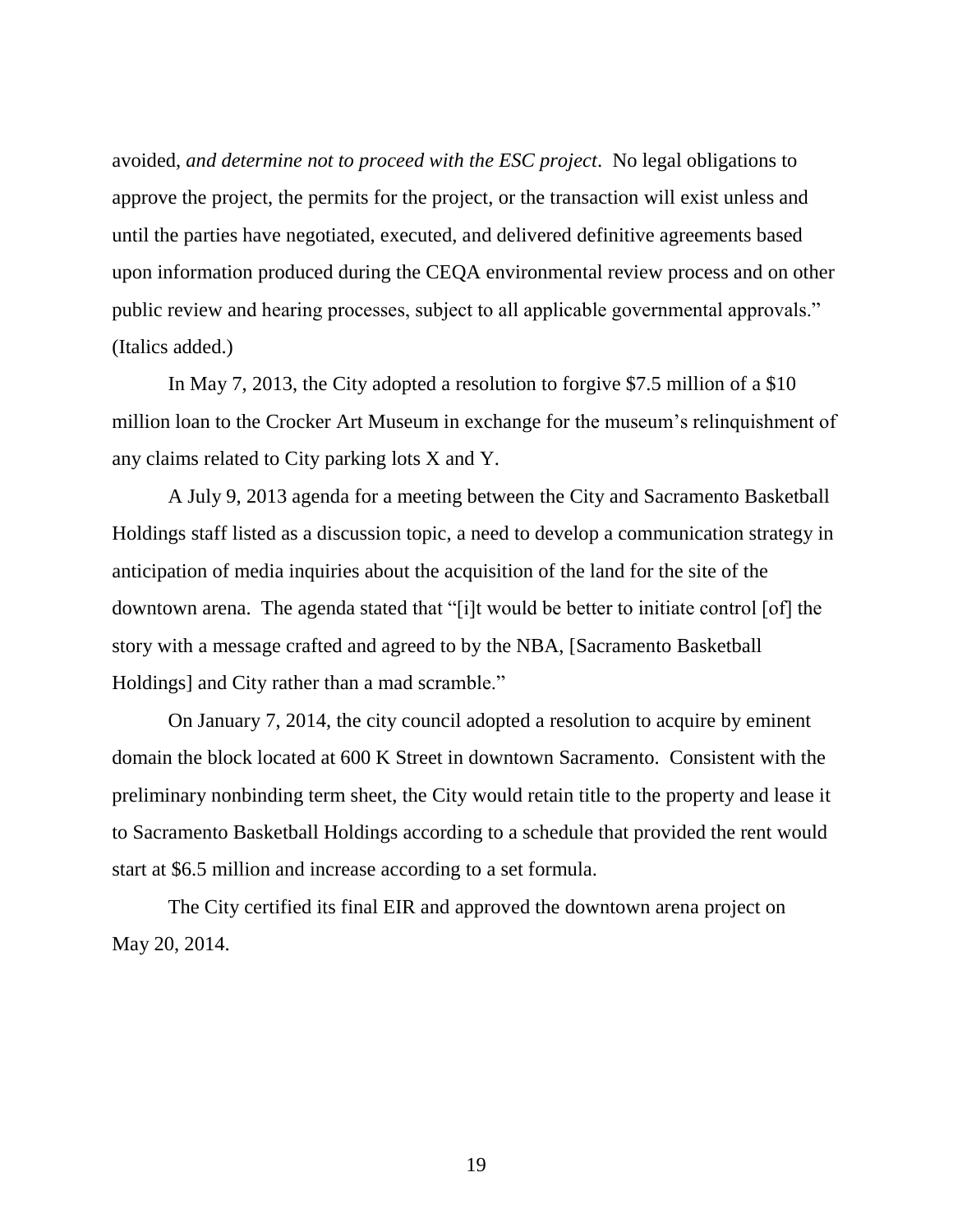avoided, *and determine not to proceed with the ESC project*. No legal obligations to approve the project, the permits for the project, or the transaction will exist unless and until the parties have negotiated, executed, and delivered definitive agreements based upon information produced during the CEQA environmental review process and on other public review and hearing processes, subject to all applicable governmental approvals." (Italics added.)

In May 7, 2013, the City adopted a resolution to forgive \$7.5 million of a \$10 million loan to the Crocker Art Museum in exchange for the museum's relinquishment of any claims related to City parking lots X and Y.

A July 9, 2013 agenda for a meeting between the City and Sacramento Basketball Holdings staff listed as a discussion topic, a need to develop a communication strategy in anticipation of media inquiries about the acquisition of the land for the site of the downtown arena. The agenda stated that "[i]t would be better to initiate control [of] the story with a message crafted and agreed to by the NBA, [Sacramento Basketball Holdings] and City rather than a mad scramble."

On January 7, 2014, the city council adopted a resolution to acquire by eminent domain the block located at 600 K Street in downtown Sacramento. Consistent with the preliminary nonbinding term sheet, the City would retain title to the property and lease it to Sacramento Basketball Holdings according to a schedule that provided the rent would start at \$6.5 million and increase according to a set formula.

The City certified its final EIR and approved the downtown arena project on May 20, 2014.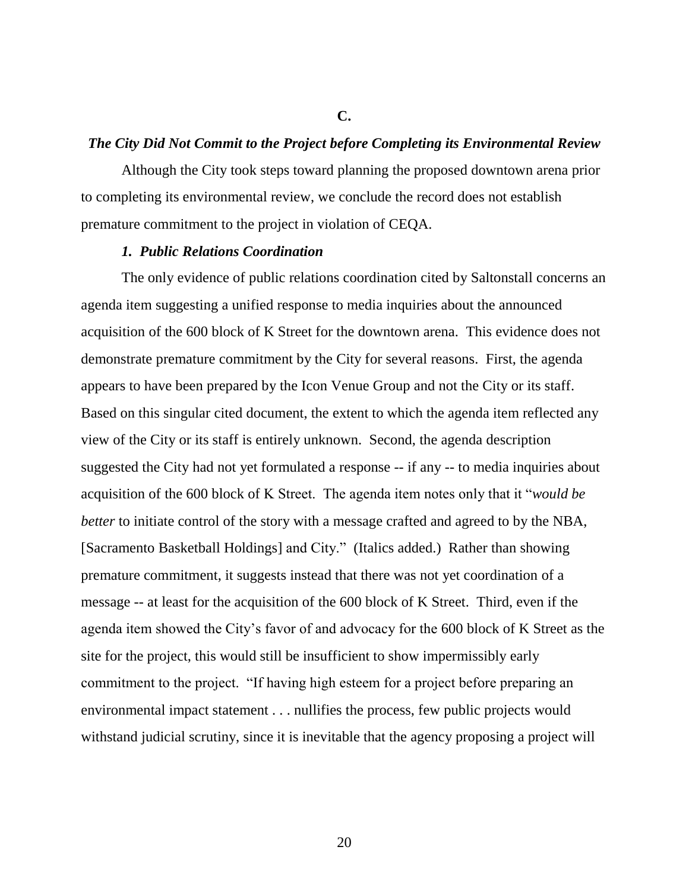### C.

### *The City Did Not Commit to the Project before Completing its Environmental Review*

Although the City took steps toward planning the proposed downtown arena prior to completing its environmental review, we conclude the record does not establish premature commitment to the project in violation of CEQA.

#### *1. Public Relations Coordination*

The only evidence of public relations coordination cited by Saltonstall concerns an agenda item suggesting a unified response to media inquiries about the announced acquisition of the 600 block of K Street for the downtown arena. This evidence does not demonstrate premature commitment by the City for several reasons. First, the agenda appears to have been prepared by the Icon Venue Group and not the City or its staff. Based on this singular cited document, the extent to which the agenda item reflected any view of the City or its staff is entirely unknown. Second, the agenda description suggested the City had not yet formulated a response -- if any -- to media inquiries about acquisition of the 600 block of K Street. The agenda item notes only that it "*would be better* to initiate control of the story with a message crafted and agreed to by the NBA, [Sacramento Basketball Holdings] and City." (Italics added.) Rather than showing premature commitment, it suggests instead that there was not yet coordination of a message -- at least for the acquisition of the 600 block of K Street. Third, even if the agenda item showed the City's favor of and advocacy for the 600 block of K Street as the site for the project, this would still be insufficient to show impermissibly early commitment to the project. "If having high esteem for a project before preparing an environmental impact statement . . . nullifies the process, few public projects would withstand judicial scrutiny, since it is inevitable that the agency proposing a project will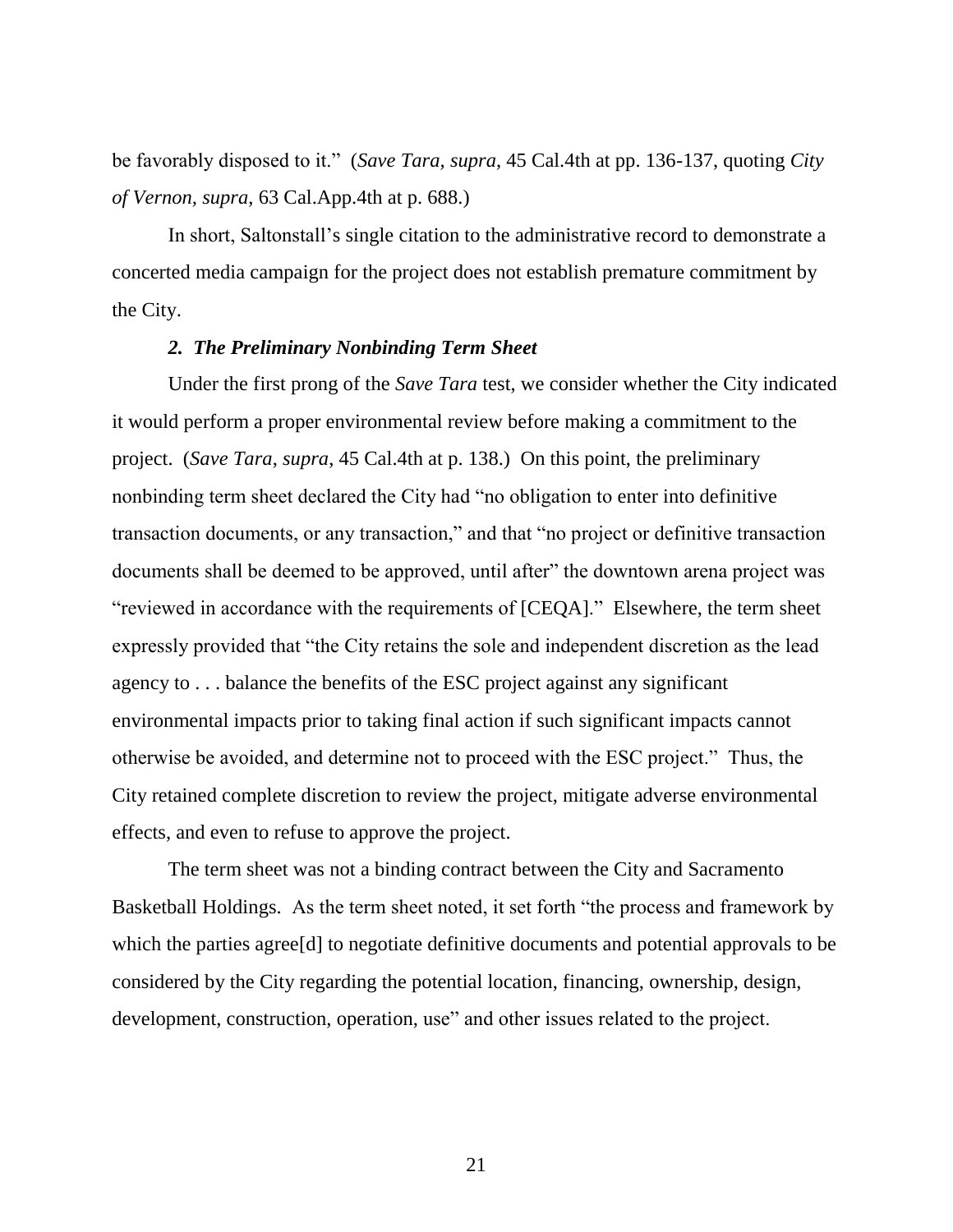be favorably disposed to it." (*Save Tara, supra*, 45 Cal.4th at pp. 136-137, quoting *City of Vernon, supra*, 63 Cal.App.4th at p. 688.)

In short, Saltonstall's single citation to the administrative record to demonstrate a concerted media campaign for the project does not establish premature commitment by the City.

***2. The Preliminary Nonbinding Term Sheet***

Under the first prong of the *Save Tara* test, we consider whether the City indicated it would perform a proper environmental review before making a commitment to the project. (*Save Tara*, *supra*, 45 Cal.4th at p. 138.) On this point, the preliminary nonbinding term sheet declared the City had "no obligation to enter into definitive transaction documents, or any transaction," and that "no project or definitive transaction documents shall be deemed to be approved, until after" the downtown arena project was "reviewed in accordance with the requirements of [CEQA]." Elsewhere, the term sheet expressly provided that "the City retains the sole and independent discretion as the lead agency to . . . balance the benefits of the ESC project against any significant environmental impacts prior to taking final action if such significant impacts cannot otherwise be avoided, and determine not to proceed with the ESC project." Thus, the City retained complete discretion to review the project, mitigate adverse environmental effects, and even to refuse to approve the project.

The term sheet was not a binding contract between the City and Sacramento Basketball Holdings. As the term sheet noted, it set forth "the process and framework by which the parties agree[d] to negotiate definitive documents and potential approvals to be considered by the City regarding the potential location, financing, ownership, design, development, construction, operation, use" and other issues related to the project.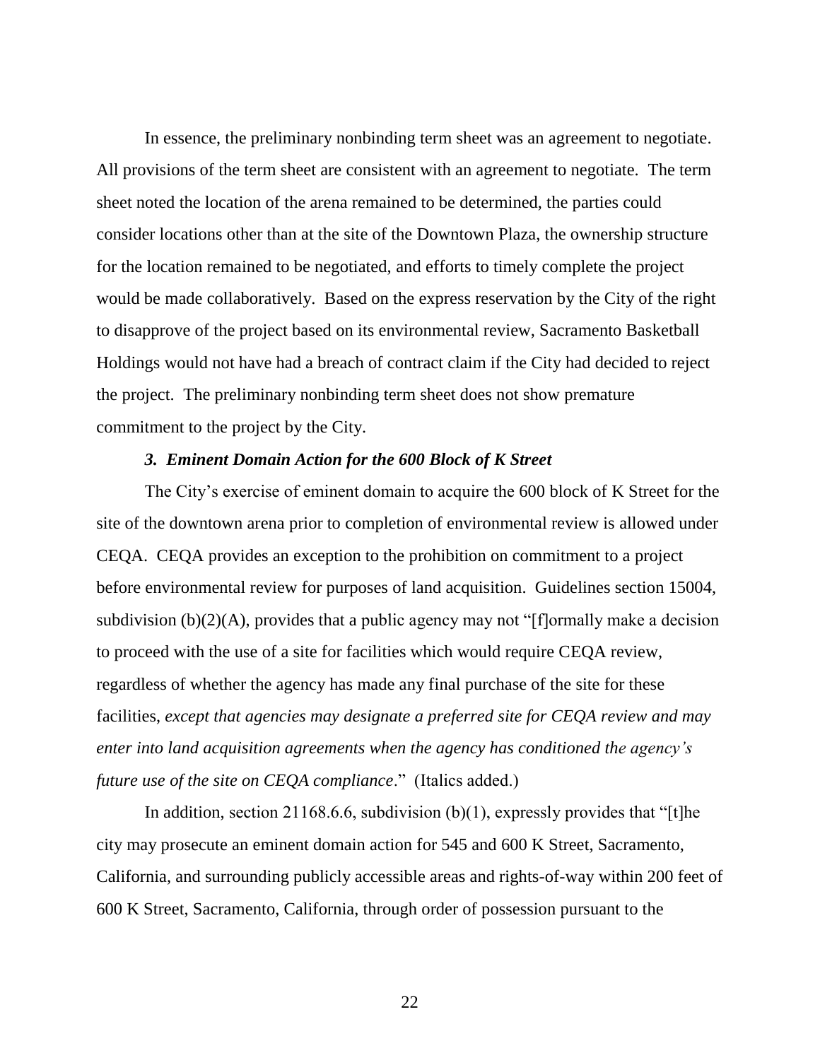In essence, the preliminary nonbinding term sheet was an agreement to negotiate. All provisions of the term sheet are consistent with an agreement to negotiate. The term sheet noted the location of the arena remained to be determined, the parties could consider locations other than at the site of the Downtown Plaza, the ownership structure for the location remained to be negotiated, and efforts to timely complete the project would be made collaboratively. Based on the express reservation by the City of the right to disapprove of the project based on its environmental review, Sacramento Basketball Holdings would not have had a breach of contract claim if the City had decided to reject the project. The preliminary nonbinding term sheet does not show premature commitment to the project by the City.

### *3. Eminent Domain Action for the 600 Block of K Street*

The City's exercise of eminent domain to acquire the 600 block of K Street for the site of the downtown arena prior to completion of environmental review is allowed under CEQA. CEQA provides an exception to the prohibition on commitment to a project before environmental review for purposes of land acquisition. Guidelines section 15004, subdivision (b)(2)(A), provides that a public agency may not "[f]ormally make a decision to proceed with the use of a site for facilities which would require CEQA review, regardless of whether the agency has made any final purchase of the site for these facilities, *except that agencies may designate a preferred site for CEQA review and may enter into land acquisition agreements when the agency has conditioned the agency's future use of the site on CEQA compliance*." (Italics added.)

In addition, section 21168.6.6, subdivision (b)(1), expressly provides that "[t]he city may prosecute an eminent domain action for 545 and 600 K Street, Sacramento, California, and surrounding publicly accessible areas and rights-of-way within 200 feet of 600 K Street, Sacramento, California, through order of possession pursuant to the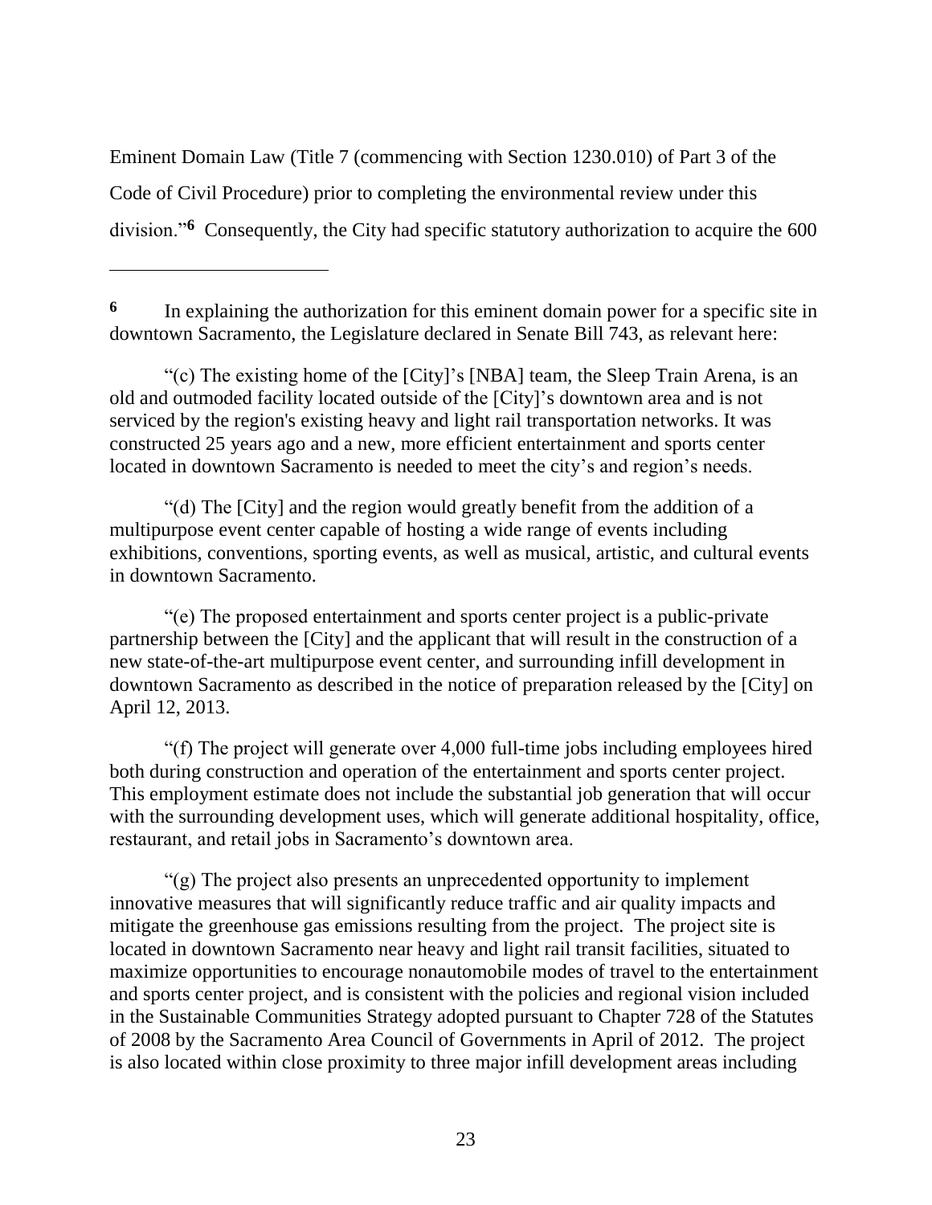Eminent Domain Law (Title 7 (commencing with Section 1230.010) of Part 3 of the Code of Civil Procedure) prior to completing the environmental review under this division."[6] Consequently, the City had specific statutory authorization to acquire the 600

---

[6] In explaining the authorization for this eminent domain power for a specific site in downtown Sacramento, the Legislature declared in Senate Bill 743, as relevant here:

"(c) The existing home of the [City]'s [NBA] team, the Sleep Train Arena, is an old and outmoded facility located outside of the [City]'s downtown area and is not serviced by the region's existing heavy and light rail transportation networks. It was constructed 25 years ago and a new, more efficient entertainment and sports center located in downtown Sacramento is needed to meet the city's and region's needs.

"(d) The [City] and the region would greatly benefit from the addition of a multipurpose event center capable of hosting a wide range of events including exhibitions, conventions, sporting events, as well as musical, artistic, and cultural events in downtown Sacramento.

"(e) The proposed entertainment and sports center project is a public-private partnership between the [City] and the applicant that will result in the construction of a new state-of-the-art multipurpose event center, and surrounding infill development in downtown Sacramento as described in the notice of preparation released by the [City] on April 12, 2013.

"(f) The project will generate over 4,000 full-time jobs including employees hired both during construction and operation of the entertainment and sports center project. This employment estimate does not include the substantial job generation that will occur with the surrounding development uses, which will generate additional hospitality, office, restaurant, and retail jobs in Sacramento's downtown area.

"(g) The project also presents an unprecedented opportunity to implement innovative measures that will significantly reduce traffic and air quality impacts and mitigate the greenhouse gas emissions resulting from the project. The project site is located in downtown Sacramento near heavy and light rail transit facilities, situated to maximize opportunities to encourage nonautomobile modes of travel to the entertainment and sports center project, and is consistent with the policies and regional vision included in the Sustainable Communities Strategy adopted pursuant to Chapter 728 of the Statutes of 2008 by the Sacramento Area Council of Governments in April of 2012. The project is also located within close proximity to three major infill development areas including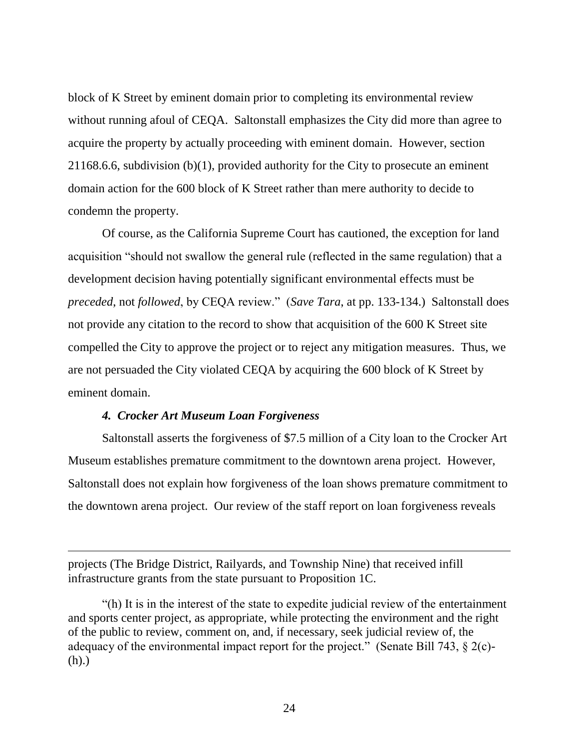block of K Street by eminent domain prior to completing its environmental review without running afoul of CEQA. Saltonstall emphasizes the City did more than agree to acquire the property by actually proceeding with eminent domain. However, section 21168.6.6, subdivision (b)(1), provided authority for the City to prosecute an eminent domain action for the 600 block of K Street rather than mere authority to decide to condemn the property.

Of course, as the California Supreme Court has cautioned, the exception for land acquisition "should not swallow the general rule (reflected in the same regulation) that a development decision having potentially significant environmental effects must be *preceded*, not *followed*, by CEQA review." (*Save Tara*, at pp. 133-134.) Saltonstall does not provide any citation to the record to show that acquisition of the 600 K Street site compelled the City to approve the project or to reject any mitigation measures. Thus, we are not persuaded the City violated CEQA by acquiring the 600 block of K Street by eminent domain.

#### *4. Crocker Art Museum Loan Forgiveness*

Saltonstall asserts the forgiveness of $7.5 million of a City loan to the Crocker Art Museum establishes premature commitment to the downtown arena project. However, Saltonstall does not explain how forgiveness of the loan shows premature commitment to the downtown arena project. Our review of the staff report on loan forgiveness reveals

---

projects (The Bridge District, Railyards, and Township Nine) that received infill infrastructure grants from the state pursuant to Proposition 1C.

"(h) It is in the interest of the state to expedite judicial review of the entertainment and sports center project, as appropriate, while protecting the environment and the right of the public to review, comment on, and, if necessary, seek judicial review of, the adequacy of the environmental impact report for the project." (Senate Bill 743, § 2(c)-(h).)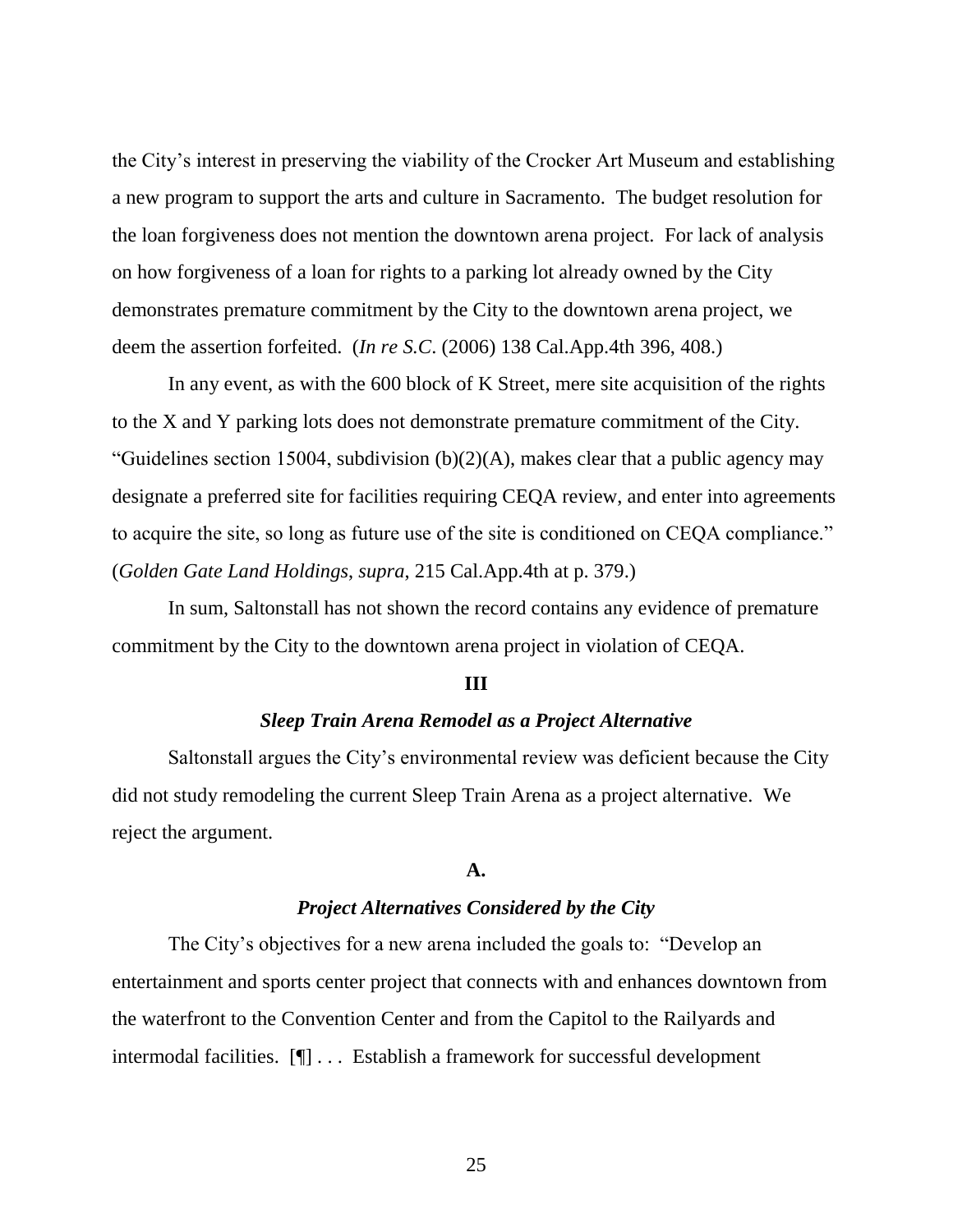the City's interest in preserving the viability of the Crocker Art Museum and establishing a new program to support the arts and culture in Sacramento. The budget resolution for the loan forgiveness does not mention the downtown arena project. For lack of analysis on how forgiveness of a loan for rights to a parking lot already owned by the City demonstrates premature commitment by the City to the downtown arena project, we deem the assertion forfeited. (*In re S.C.* (2006) 138 Cal.App.4th 396, 408.)

In any event, as with the 600 block of K Street, mere site acquisition of the rights to the X and Y parking lots does not demonstrate premature commitment of the City. "Guidelines section 15004, subdivision (b)(2)(A), makes clear that a public agency may designate a preferred site for facilities requiring CEQA review, and enter into agreements to acquire the site, so long as future use of the site is conditioned on CEQA compliance." (*Golden Gate Land Holdings*, *supra*, 215 Cal.App.4th at p. 379.)

In sum, Saltonstall has not shown the record contains any evidence of premature commitment by the City to the downtown arena project in violation of CEQA.

## III

### *Sleep Train Arena Remodel as a Project Alternative*

Saltonstall argues the City's environmental review was deficient because the City did not study remodeling the current Sleep Train Arena as a project alternative. We reject the argument.

#### A.

#### *Project Alternatives Considered by the City*

The City's objectives for a new arena included the goals to: "Develop an entertainment and sports center project that connects with and enhances downtown from the waterfront to the Convention Center and from the Capitol to the Railyards and intermodal facilities. [¶] . . . Establish a framework for successful development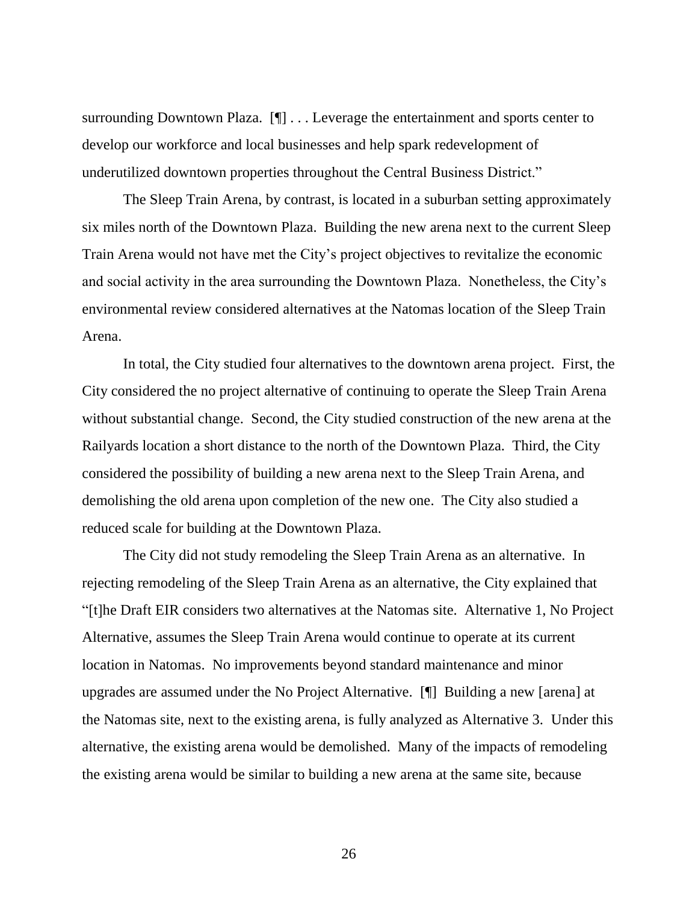surrounding Downtown Plaza. [¶] . . . Leverage the entertainment and sports center to develop our workforce and local businesses and help spark redevelopment of underutilized downtown properties throughout the Central Business District."

The Sleep Train Arena, by contrast, is located in a suburban setting approximately six miles north of the Downtown Plaza. Building the new arena next to the current Sleep Train Arena would not have met the City's project objectives to revitalize the economic and social activity in the area surrounding the Downtown Plaza. Nonetheless, the City's environmental review considered alternatives at the Natomas location of the Sleep Train Arena.

In total, the City studied four alternatives to the downtown arena project. First, the City considered the no project alternative of continuing to operate the Sleep Train Arena without substantial change. Second, the City studied construction of the new arena at the Railyards location a short distance to the north of the Downtown Plaza. Third, the City considered the possibility of building a new arena next to the Sleep Train Arena, and demolishing the old arena upon completion of the new one. The City also studied a reduced scale for building at the Downtown Plaza.

The City did not study remodeling the Sleep Train Arena as an alternative. In rejecting remodeling of the Sleep Train Arena as an alternative, the City explained that "[t]he Draft EIR considers two alternatives at the Natomas site. Alternative 1, No Project Alternative, assumes the Sleep Train Arena would continue to operate at its current location in Natomas. No improvements beyond standard maintenance and minor upgrades are assumed under the No Project Alternative. [¶] Building a new [arena] at the Natomas site, next to the existing arena, is fully analyzed as Alternative 3. Under this alternative, the existing arena would be demolished. Many of the impacts of remodeling the existing arena would be similar to building a new arena at the same site, because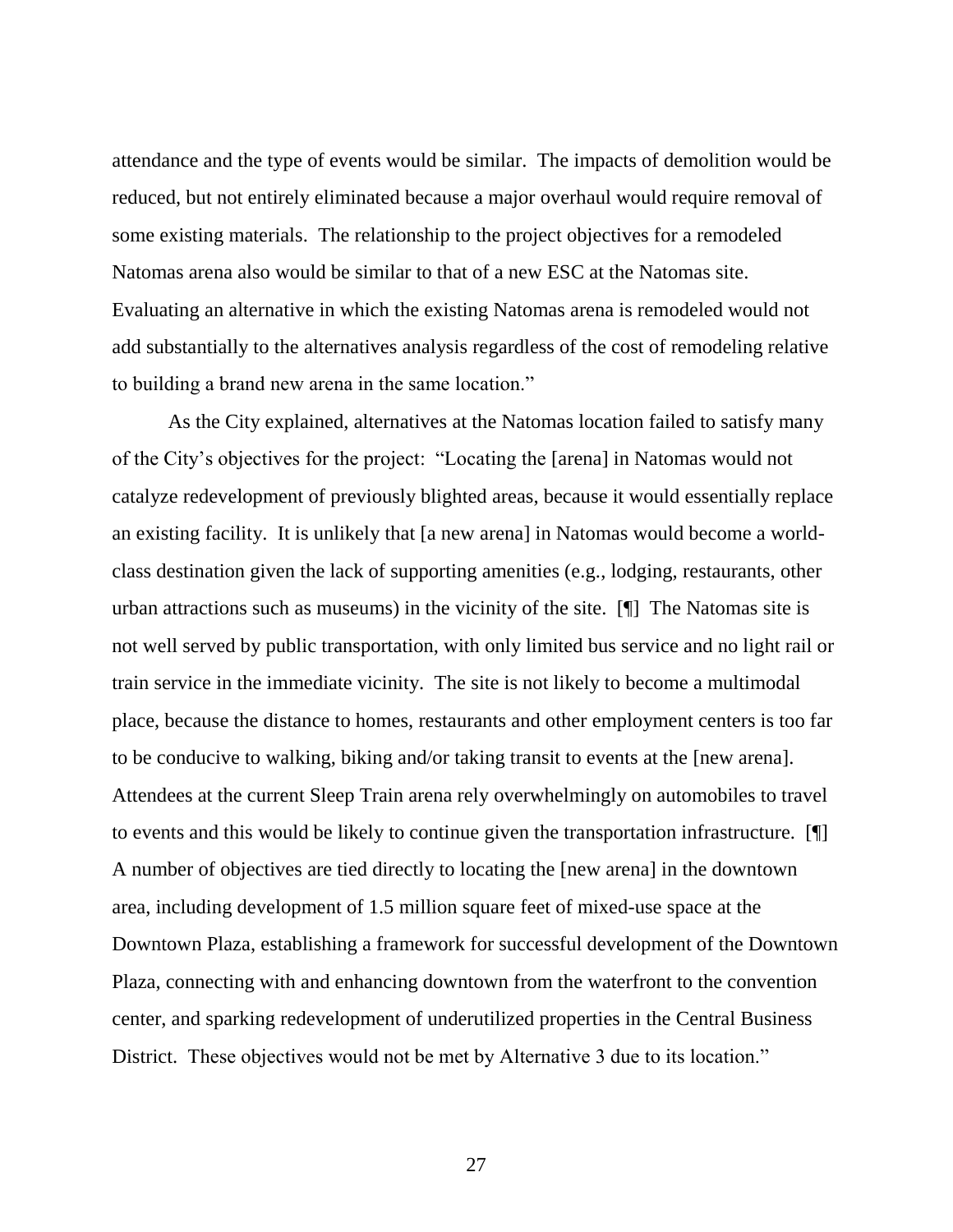attendance and the type of events would be similar. The impacts of demolition would be reduced, but not entirely eliminated because a major overhaul would require removal of some existing materials. The relationship to the project objectives for a remodeled Natomas arena also would be similar to that of a new ESC at the Natomas site. Evaluating an alternative in which the existing Natomas arena is remodeled would not add substantially to the alternatives analysis regardless of the cost of remodeling relative to building a brand new arena in the same location."

As the City explained, alternatives at the Natomas location failed to satisfy many of the City's objectives for the project: "Locating the [arena] in Natomas would not catalyze redevelopment of previously blighted areas, because it would essentially replace an existing facility. It is unlikely that [a new arena] in Natomas would become a world-class destination given the lack of supporting amenities (e.g., lodging, restaurants, other urban attractions such as museums) in the vicinity of the site. [¶] The Natomas site is not well served by public transportation, with only limited bus service and no light rail or train service in the immediate vicinity. The site is not likely to become a multimodal place, because the distance to homes, restaurants and other employment centers is too far to be conducive to walking, biking and/or taking transit to events at the [new arena]. Attendees at the current Sleep Train arena rely overwhelmingly on automobiles to travel to events and this would be likely to continue given the transportation infrastructure. [¶] A number of objectives are tied directly to locating the [new arena] in the downtown area, including development of 1.5 million square feet of mixed-use space at the Downtown Plaza, establishing a framework for successful development of the Downtown Plaza, connecting with and enhancing downtown from the waterfront to the convention center, and sparking redevelopment of underutilized properties in the Central Business District. These objectives would not be met by Alternative 3 due to its location."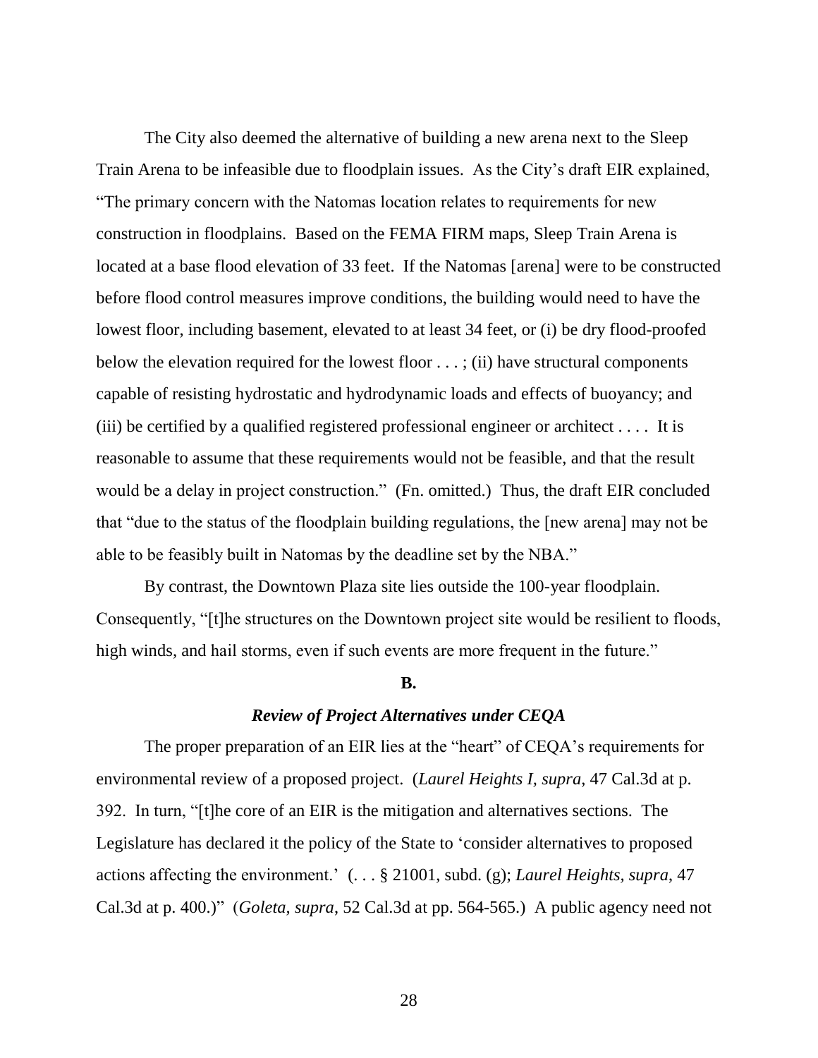The City also deemed the alternative of building a new arena next to the Sleep Train Arena to be infeasible due to floodplain issues. As the City's draft EIR explained, "The primary concern with the Natomas location relates to requirements for new construction in floodplains. Based on the FEMA FIRM maps, Sleep Train Arena is located at a base flood elevation of 33 feet. If the Natomas [arena] were to be constructed before flood control measures improve conditions, the building would need to have the lowest floor, including basement, elevated to at least 34 feet, or (i) be dry flood-proofed below the elevation required for the lowest floor . . . ; (ii) have structural components capable of resisting hydrostatic and hydrodynamic loads and effects of buoyancy; and (iii) be certified by a qualified registered professional engineer or architect . . . . It is reasonable to assume that these requirements would not be feasible, and that the result would be a delay in project construction." (Fn. omitted.) Thus, the draft EIR concluded that "due to the status of the floodplain building regulations, the [new arena] may not be able to be feasibly built in Natomas by the deadline set by the NBA."

By contrast, the Downtown Plaza site lies outside the 100-year floodplain. Consequently, "[t]he structures on the Downtown project site would be resilient to floods, high winds, and hail storms, even if such events are more frequent in the future."

**B.**

***Review of Project Alternatives under CEQA***

The proper preparation of an EIR lies at the "heart" of CEQA's requirements for environmental review of a proposed project. (*Laurel Heights I*, *supra*, 47 Cal.3d at p. 392. In turn, "[t]he core of an EIR is the mitigation and alternatives sections. The Legislature has declared it the policy of the State to 'consider alternatives to proposed actions affecting the environment.' (. . . § 21001, subd. (g); *Laurel Heights*, *supra*, 47 Cal.3d at p. 400.)" (*Goleta*, *supra*, 52 Cal.3d at pp. 564-565.) A public agency need not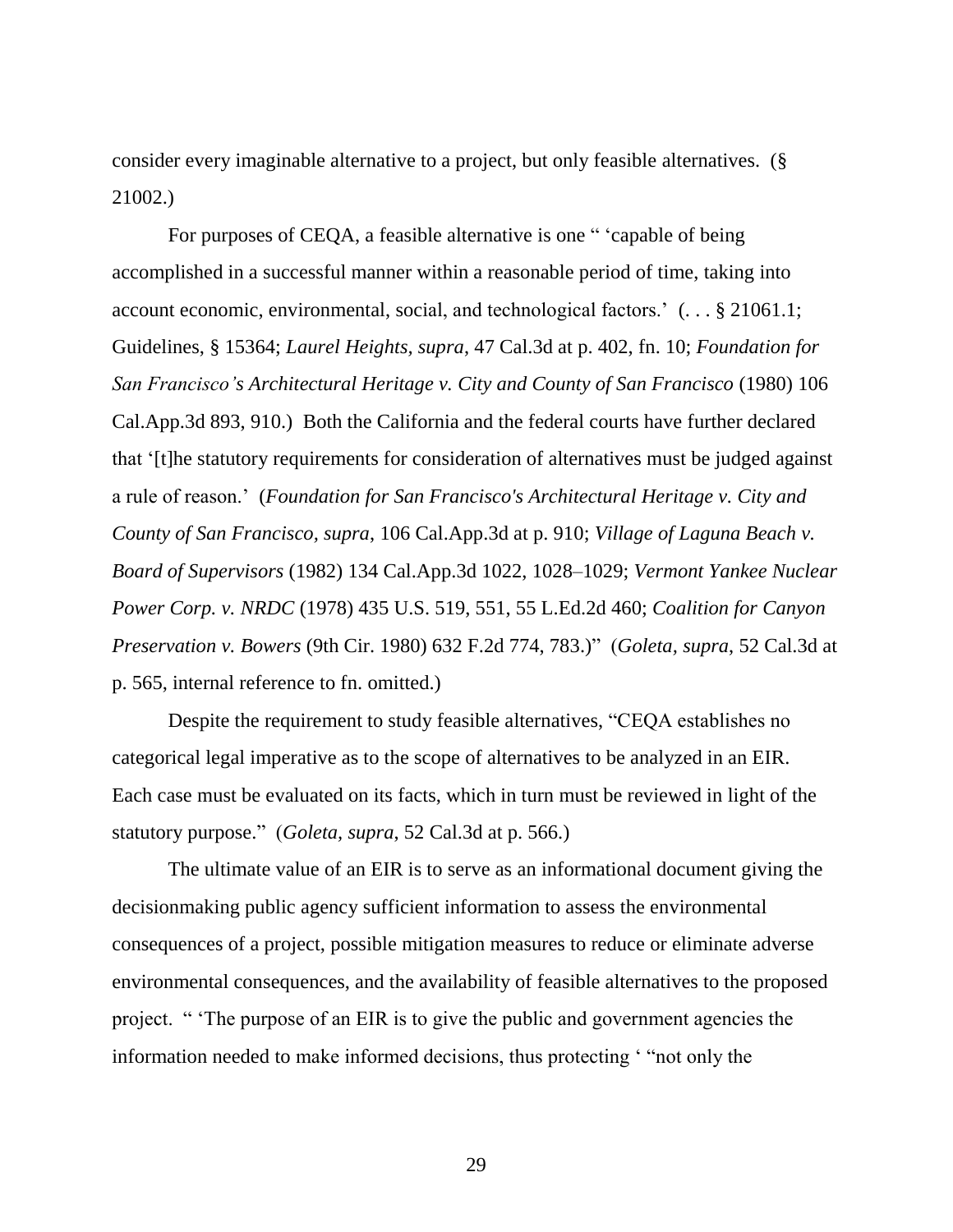consider every imaginable alternative to a project, but only feasible alternatives. (§ 21002.)

For purposes of CEQA, a feasible alternative is one " 'capable of being accomplished in a successful manner within a reasonable period of time, taking into account economic, environmental, social, and technological factors.' (. . . § 21061.1; Guidelines, § 15364; *Laurel Heights, supra*, 47 Cal.3d at p. 402, fn. 10; *Foundation for San Francisco's Architectural Heritage v. City and County of San Francisco* (1980) 106 Cal.App.3d 893, 910.) Both the California and the federal courts have further declared that '[t]he statutory requirements for consideration of alternatives must be judged against a rule of reason.' (*Foundation for San Francisco's Architectural Heritage v. City and County of San Francisco, supra*, 106 Cal.App.3d at p. 910; *Village of Laguna Beach v. Board of Supervisors* (1982) 134 Cal.App.3d 1022, 1028–1029; *Vermont Yankee Nuclear Power Corp. v. NRDC* (1978) 435 U.S. 519, 551, 55 L.Ed.2d 460; *Coalition for Canyon Preservation v. Bowers* (9th Cir. 1980) 632 F.2d 774, 783.)" (*Goleta, supra*, 52 Cal.3d at p. 565, internal reference to fn. omitted.)

Despite the requirement to study feasible alternatives, "CEQA establishes no categorical legal imperative as to the scope of alternatives to be analyzed in an EIR. Each case must be evaluated on its facts, which in turn must be reviewed in light of the statutory purpose." (*Goleta, supra*, 52 Cal.3d at p. 566.)

The ultimate value of an EIR is to serve as an informational document giving the decisionmaking public agency sufficient information to assess the environmental consequences of a project, possible mitigation measures to reduce or eliminate adverse environmental consequences, and the availability of feasible alternatives to the proposed project. " 'The purpose of an EIR is to give the public and government agencies the information needed to make informed decisions, thus protecting ' "not only the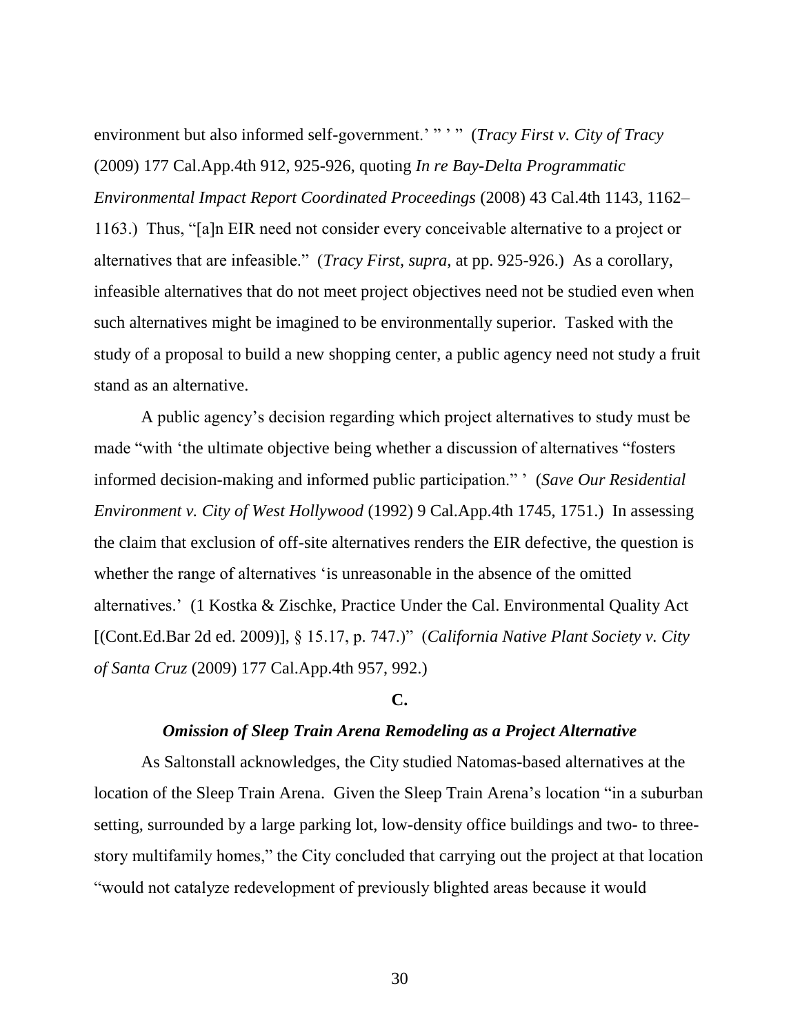environment but also informed self-government.' " ' " (*Tracy First v. City of Tracy* (2009) 177 Cal.App.4th 912, 925-926, quoting *In re Bay-Delta Programmatic Environmental Impact Report Coordinated Proceedings* (2008) 43 Cal.4th 1143, 1162–1163.) Thus, "[a]n EIR need not consider every conceivable alternative to a project or alternatives that are infeasible." (*Tracy First, supra,* at pp. 925-926.) As a corollary, infeasible alternatives that do not meet project objectives need not be studied even when such alternatives might be imagined to be environmentally superior. Tasked with the study of a proposal to build a new shopping center, a public agency need not study a fruit stand as an alternative.

A public agency's decision regarding which project alternatives to study must be made "with 'the ultimate objective being whether a discussion of alternatives "fosters informed decision-making and informed public participation." ' (*Save Our Residential Environment v. City of West Hollywood* (1992) 9 Cal.App.4th 1745, 1751.) In assessing the claim that exclusion of off-site alternatives renders the EIR defective, the question is whether the range of alternatives 'is unreasonable in the absence of the omitted alternatives.' (1 Kostka & Zischke, Practice Under the Cal. Environmental Quality Act [(Cont.Ed.Bar 2d ed. 2009)], § 15.17, p. 747.)" (*California Native Plant Society v. City of Santa Cruz* (2009) 177 Cal.App.4th 957, 992.)

### C.

### *Omission of Sleep Train Arena Remodeling as a Project Alternative*

As Saltonstall acknowledges, the City studied Natomas-based alternatives at the location of the Sleep Train Arena. Given the Sleep Train Arena's location "in a suburban setting, surrounded by a large parking lot, low-density office buildings and two- to three-story multifamily homes," the City concluded that carrying out the project at that location "would not catalyze redevelopment of previously blighted areas because it would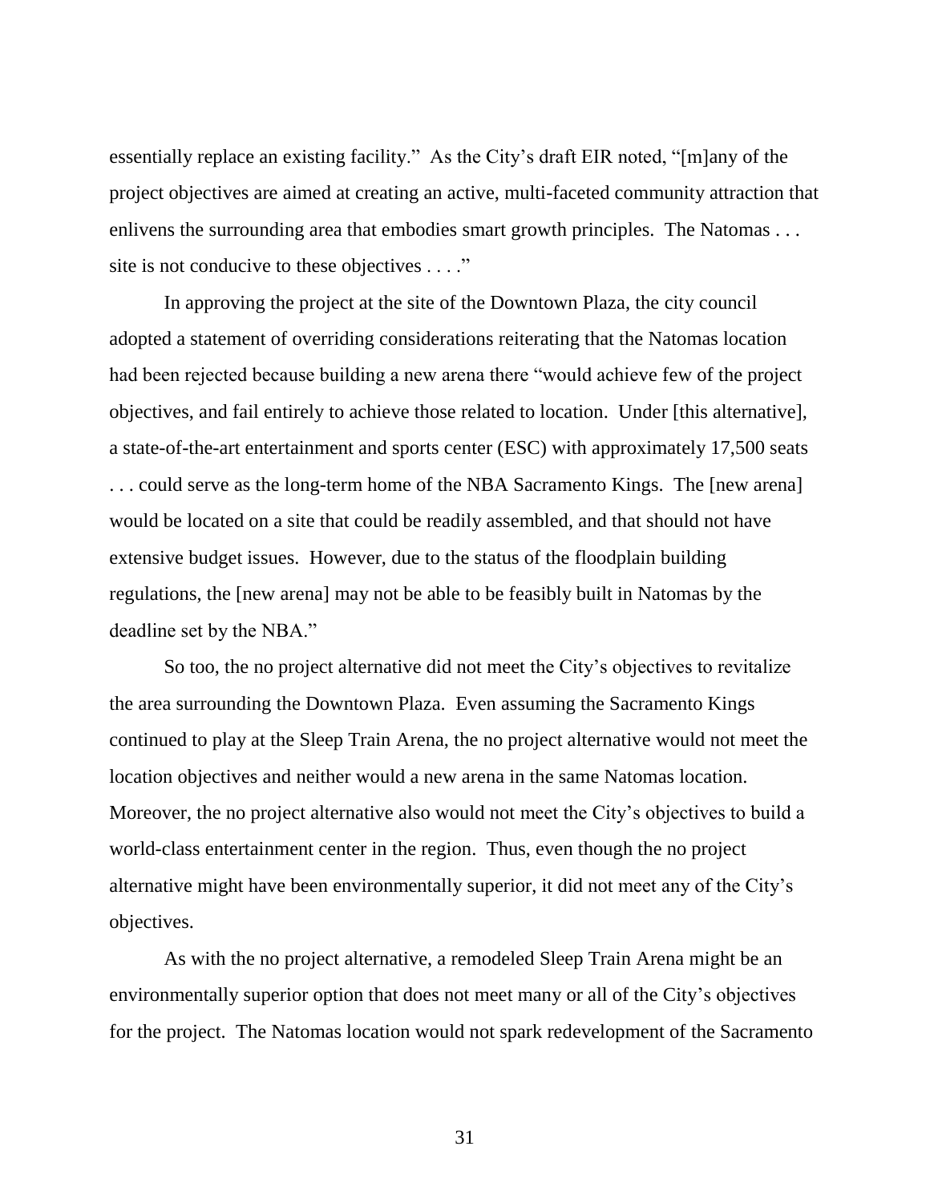essentially replace an existing facility." As the City's draft EIR noted, "[m]any of the project objectives are aimed at creating an active, multi-faceted community attraction that enlivens the surrounding area that embodies smart growth principles. The Natomas . . . site is not conducive to these objectives . . . ."

In approving the project at the site of the Downtown Plaza, the city council adopted a statement of overriding considerations reiterating that the Natomas location had been rejected because building a new arena there "would achieve few of the project objectives, and fail entirely to achieve those related to location. Under [this alternative], a state-of-the-art entertainment and sports center (ESC) with approximately 17,500 seats . . . could serve as the long-term home of the NBA Sacramento Kings. The [new arena] would be located on a site that could be readily assembled, and that should not have extensive budget issues. However, due to the status of the floodplain building regulations, the [new arena] may not be able to be feasibly built in Natomas by the deadline set by the NBA."

So too, the no project alternative did not meet the City's objectives to revitalize the area surrounding the Downtown Plaza. Even assuming the Sacramento Kings continued to play at the Sleep Train Arena, the no project alternative would not meet the location objectives and neither would a new arena in the same Natomas location. Moreover, the no project alternative also would not meet the City's objectives to build a world-class entertainment center in the region. Thus, even though the no project alternative might have been environmentally superior, it did not meet any of the City's objectives.

As with the no project alternative, a remodeled Sleep Train Arena might be an environmentally superior option that does not meet many or all of the City's objectives for the project. The Natomas location would not spark redevelopment of the Sacramento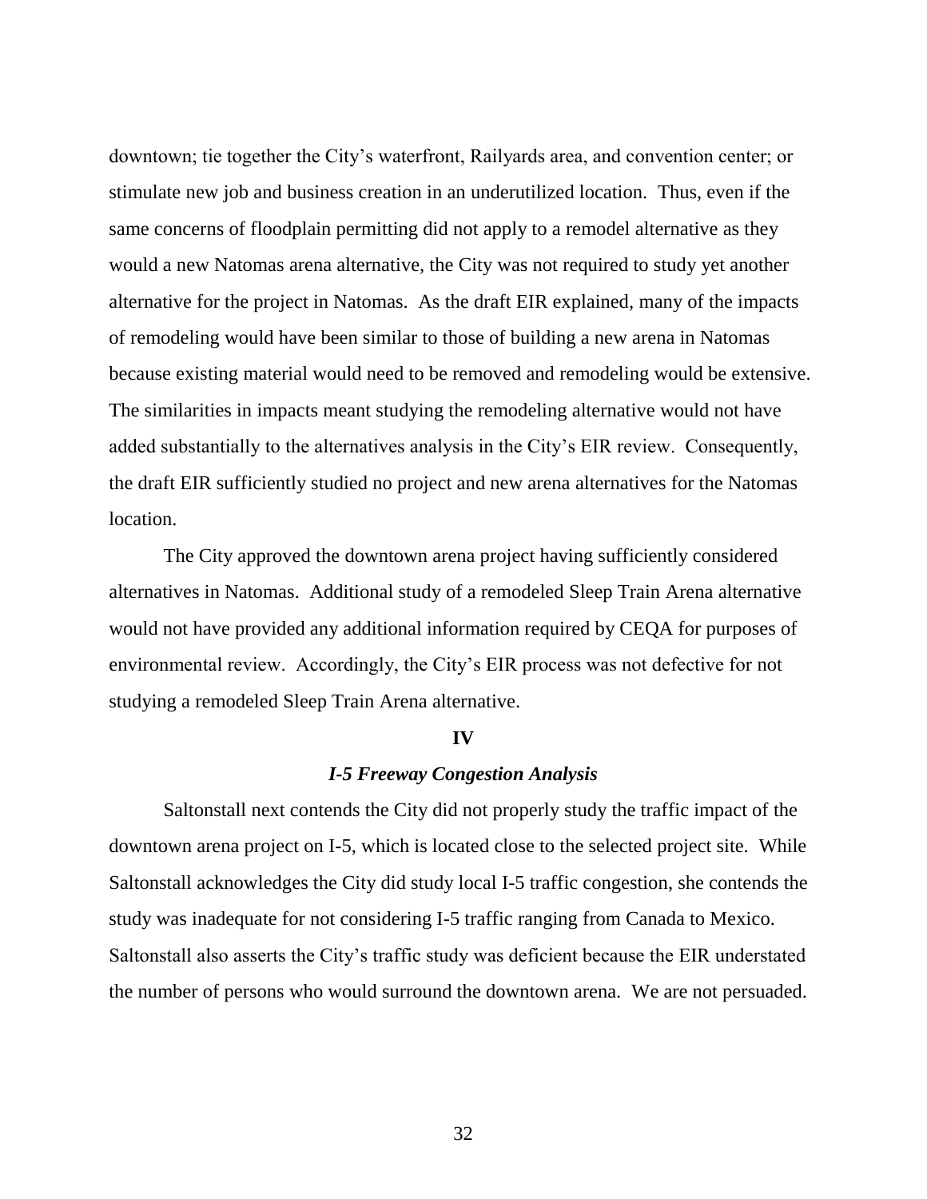downtown; tie together the City's waterfront, Railyards area, and convention center; or stimulate new job and business creation in an underutilized location. Thus, even if the same concerns of floodplain permitting did not apply to a remodel alternative as they would a new Natomas arena alternative, the City was not required to study yet another alternative for the project in Natomas. As the draft EIR explained, many of the impacts of remodeling would have been similar to those of building a new arena in Natomas because existing material would need to be removed and remodeling would be extensive. The similarities in impacts meant studying the remodeling alternative would not have added substantially to the alternatives analysis in the City's EIR review. Consequently, the draft EIR sufficiently studied no project and new arena alternatives for the Natomas location.

The City approved the downtown arena project having sufficiently considered alternatives in Natomas. Additional study of a remodeled Sleep Train Arena alternative would not have provided any additional information required by CEQA for purposes of environmental review. Accordingly, the City's EIR process was not defective for not studying a remodeled Sleep Train Arena alternative.

**IV**

***I-5 Freeway Congestion Analysis***

Saltonstall next contends the City did not properly study the traffic impact of the downtown arena project on I-5, which is located close to the selected project site. While Saltonstall acknowledges the City did study local I-5 traffic congestion, she contends the study was inadequate for not considering I-5 traffic ranging from Canada to Mexico. Saltonstall also asserts the City's traffic study was deficient because the EIR understated the number of persons who would surround the downtown arena. We are not persuaded.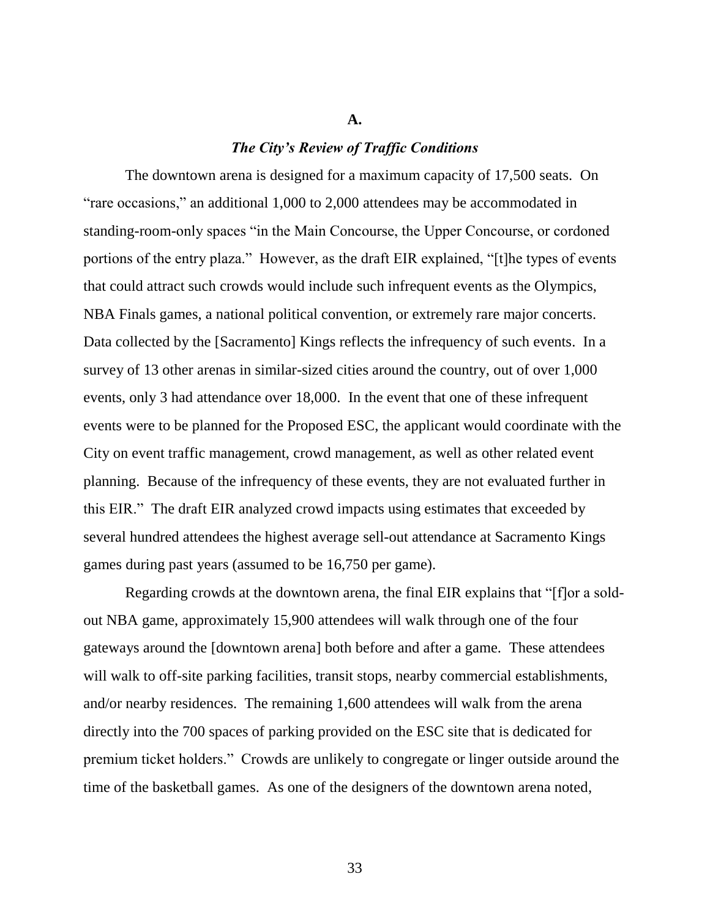**A.**

***The City's Review of Traffic Conditions***

The downtown arena is designed for a maximum capacity of 17,500 seats. On "rare occasions," an additional 1,000 to 2,000 attendees may be accommodated in standing-room-only spaces "in the Main Concourse, the Upper Concourse, or cordoned portions of the entry plaza." However, as the draft EIR explained, "[t]he types of events that could attract such crowds would include such infrequent events as the Olympics, NBA Finals games, a national political convention, or extremely rare major concerts. Data collected by the [Sacramento] Kings reflects the infrequency of such events. In a survey of 13 other arenas in similar-sized cities around the country, out of over 1,000 events, only 3 had attendance over 18,000. In the event that one of these infrequent events were to be planned for the Proposed ESC, the applicant would coordinate with the City on event traffic management, crowd management, as well as other related event planning. Because of the infrequency of these events, they are not evaluated further in this EIR." The draft EIR analyzed crowd impacts using estimates that exceeded by several hundred attendees the highest average sell-out attendance at Sacramento Kings games during past years (assumed to be 16,750 per game).

Regarding crowds at the downtown arena, the final EIR explains that "[f]or a sold-out NBA game, approximately 15,900 attendees will walk through one of the four gateways around the [downtown arena] both before and after a game. These attendees will walk to off-site parking facilities, transit stops, nearby commercial establishments, and/or nearby residences. The remaining 1,600 attendees will walk from the arena directly into the 700 spaces of parking provided on the ESC site that is dedicated for premium ticket holders." Crowds are unlikely to congregate or linger outside around the time of the basketball games. As one of the designers of the downtown arena noted,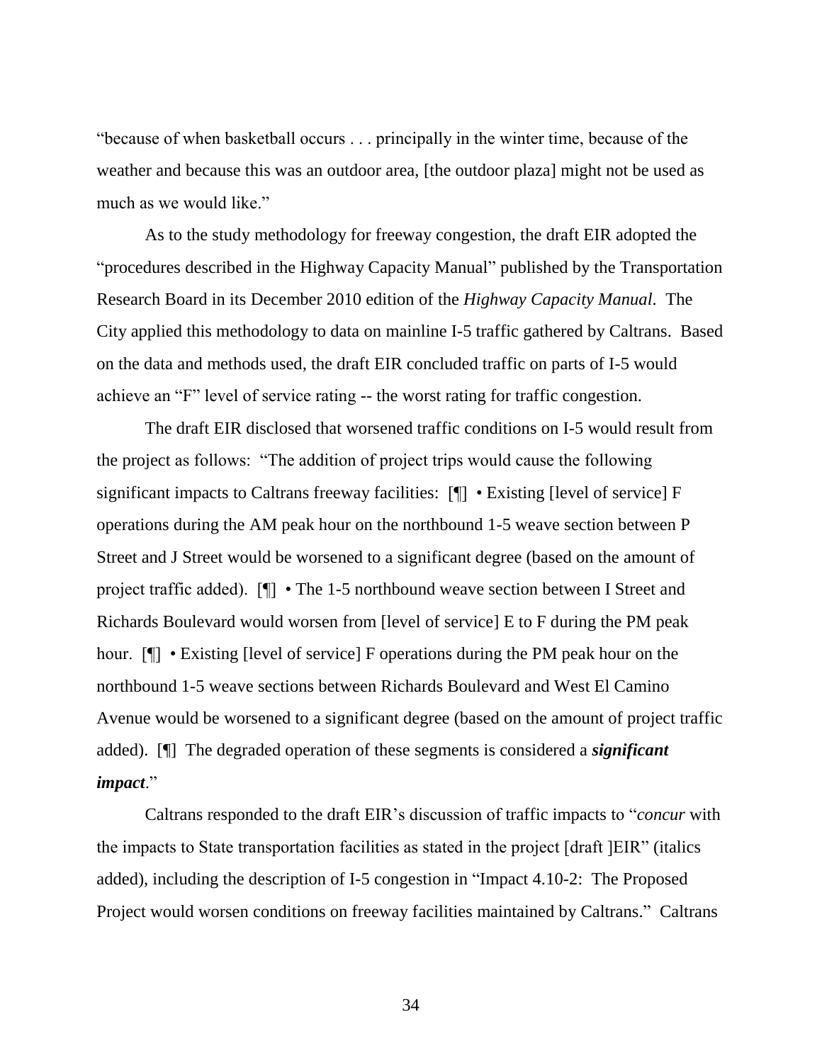"because of when basketball occurs . . . principally in the winter time, because of the weather and because this was an outdoor area, [the outdoor plaza] might not be used as much as we would like."

As to the study methodology for freeway congestion, the draft EIR adopted the "procedures described in the Highway Capacity Manual" published by the Transportation Research Board in its December 2010 edition of the *Highway Capacity Manual*. The City applied this methodology to data on mainline I-5 traffic gathered by Caltrans. Based on the data and methods used, the draft EIR concluded traffic on parts of I-5 would achieve an "F" level of service rating -- the worst rating for traffic congestion.

The draft EIR disclosed that worsened traffic conditions on I-5 would result from the project as follows: "The addition of project trips would cause the following significant impacts to Caltrans freeway facilities: [¶] • Existing [level of service] F operations during the AM peak hour on the northbound 1-5 weave section between P Street and J Street would be worsened to a significant degree (based on the amount of project traffic added). [¶] • The 1-5 northbound weave section between I Street and Richards Boulevard would worsen from [level of service] E to F during the PM peak hour. [¶] • Existing [level of service] F operations during the PM peak hour on the northbound 1-5 weave sections between Richards Boulevard and West El Camino Avenue would be worsened to a significant degree (based on the amount of project traffic added). [¶] The degraded operation of these segments is considered a ***significant impact***."

Caltrans responded to the draft EIR's discussion of traffic impacts to "*concur* with the impacts to State transportation facilities as stated in the project [draft ]EIR" (italics added), including the description of I-5 congestion in "Impact 4.10-2: The Proposed Project would worsen conditions on freeway facilities maintained by Caltrans." Caltrans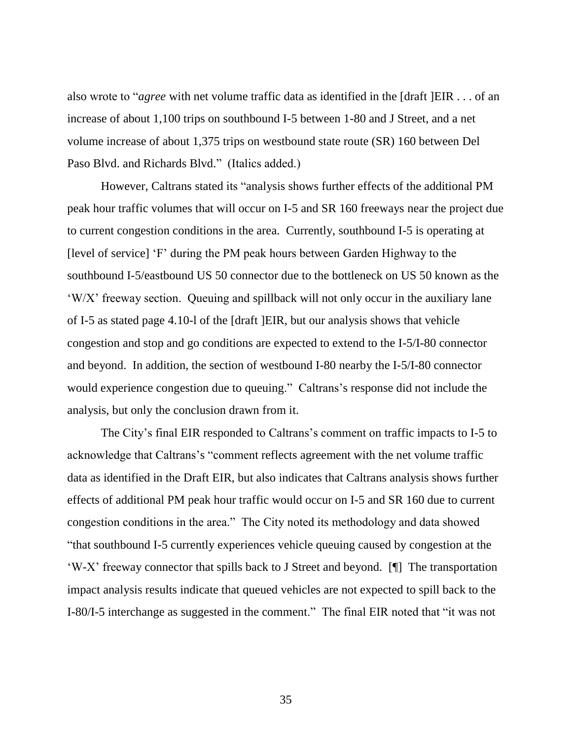also wrote to "*agree* with net volume traffic data as identified in the [draft ]EIR . . . of an increase of about 1,100 trips on southbound I-5 between 1-80 and J Street, and a net volume increase of about 1,375 trips on westbound state route (SR) 160 between Del Paso Blvd. and Richards Blvd." (Italics added.)

However, Caltrans stated its "analysis shows further effects of the additional PM peak hour traffic volumes that will occur on I-5 and SR 160 freeways near the project due to current congestion conditions in the area. Currently, southbound I-5 is operating at [level of service] 'F' during the PM peak hours between Garden Highway to the southbound I-5/eastbound US 50 connector due to the bottleneck on US 50 known as the 'W/X' freeway section. Queuing and spillback will not only occur in the auxiliary lane of I-5 as stated page 4.10-l of the [draft ]EIR, but our analysis shows that vehicle congestion and stop and go conditions are expected to extend to the I-5/I-80 connector and beyond. In addition, the section of westbound I-80 nearby the I-5/I-80 connector would experience congestion due to queuing." Caltrans's response did not include the analysis, but only the conclusion drawn from it.

The City's final EIR responded to Caltrans's comment on traffic impacts to I-5 to acknowledge that Caltrans's "comment reflects agreement with the net volume traffic data as identified in the Draft EIR, but also indicates that Caltrans analysis shows further effects of additional PM peak hour traffic would occur on I-5 and SR 160 due to current congestion conditions in the area." The City noted its methodology and data showed "that southbound I-5 currently experiences vehicle queuing caused by congestion at the 'W-X' freeway connector that spills back to J Street and beyond. [¶] The transportation impact analysis results indicate that queued vehicles are not expected to spill back to the I-80/I-5 interchange as suggested in the comment." The final EIR noted that "it was not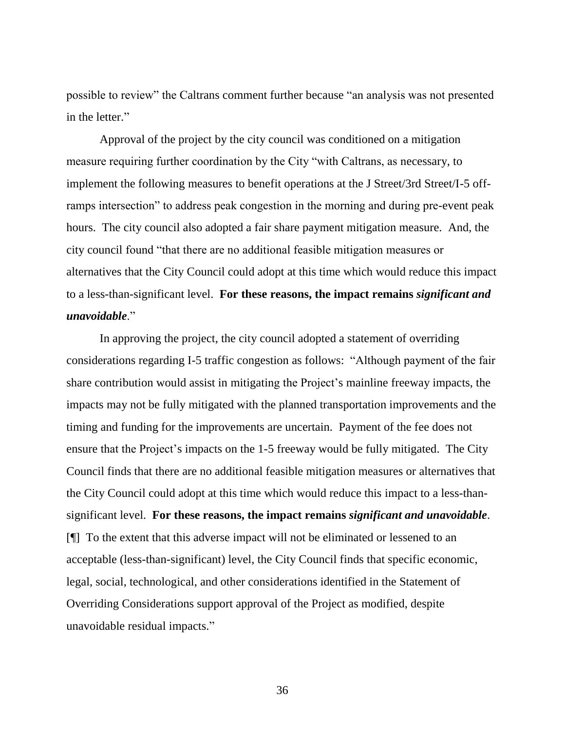possible to review" the Caltrans comment further because "an analysis was not presented in the letter."

Approval of the project by the city council was conditioned on a mitigation measure requiring further coordination by the City "with Caltrans, as necessary, to implement the following measures to benefit operations at the J Street/3rd Street/I-5 off-ramps intersection" to address peak congestion in the morning and during pre-event peak hours. The city council also adopted a fair share payment mitigation measure. And, the city council found "that there are no additional feasible mitigation measures or alternatives that the City Council could adopt at this time which would reduce this impact to a less-than-significant level. **For these reasons, the impact remains *significant and unavoidable*.**"

In approving the project, the city council adopted a statement of overriding considerations regarding I-5 traffic congestion as follows: "Although payment of the fair share contribution would assist in mitigating the Project's mainline freeway impacts, the impacts may not be fully mitigated with the planned transportation improvements and the timing and funding for the improvements are uncertain. Payment of the fee does not ensure that the Project's impacts on the 1-5 freeway would be fully mitigated. The City Council finds that there are no additional feasible mitigation measures or alternatives that the City Council could adopt at this time which would reduce this impact to a less-than-significant level. **For these reasons, the impact remains *significant and unavoidable*.** [¶] To the extent that this adverse impact will not be eliminated or lessened to an acceptable (less-than-significant) level, the City Council finds that specific economic, legal, social, technological, and other considerations identified in the Statement of Overriding Considerations support approval of the Project as modified, despite unavoidable residual impacts."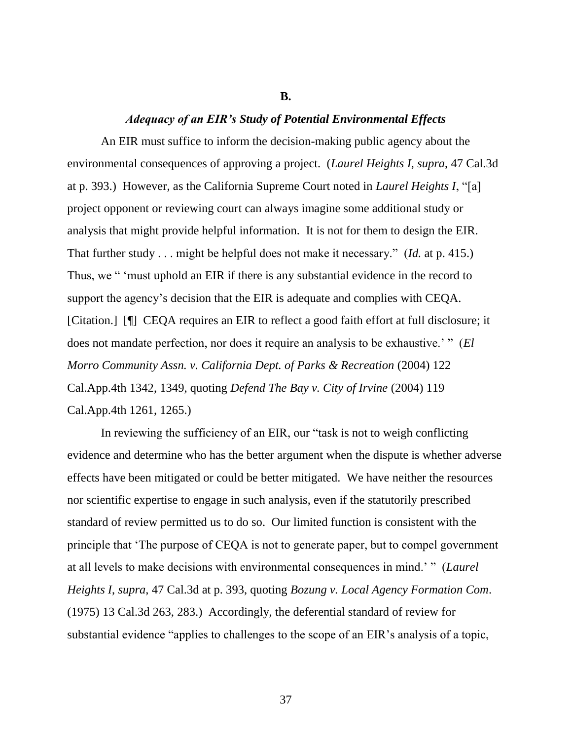**B.**

***Adequacy of an EIR's Study of Potential Environmental Effects***

An EIR must suffice to inform the decision-making public agency about the environmental consequences of approving a project. (*Laurel Heights I*, *supra*, 47 Cal.3d at p. 393.) However, as the California Supreme Court noted in *Laurel Heights I*, "[a] project opponent or reviewing court can always imagine some additional study or analysis that might provide helpful information. It is not for them to design the EIR. That further study . . . might be helpful does not make it necessary." (*Id.* at p. 415.) Thus, we " 'must uphold an EIR if there is any substantial evidence in the record to support the agency's decision that the EIR is adequate and complies with CEQA. [Citation.] [¶] CEQA requires an EIR to reflect a good faith effort at full disclosure; it does not mandate perfection, nor does it require an analysis to be exhaustive.' " (*El Morro Community Assn. v. California Dept. of Parks & Recreation* (2004) 122 Cal.App.4th 1342, 1349, quoting *Defend The Bay v. City of Irvine* (2004) 119 Cal.App.4th 1261, 1265.)

In reviewing the sufficiency of an EIR, our "task is not to weigh conflicting evidence and determine who has the better argument when the dispute is whether adverse effects have been mitigated or could be better mitigated. We have neither the resources nor scientific expertise to engage in such analysis, even if the statutorily prescribed standard of review permitted us to do so. Our limited function is consistent with the principle that 'The purpose of CEQA is not to generate paper, but to compel government at all levels to make decisions with environmental consequences in mind.' " (*Laurel Heights I*, *supra*, 47 Cal.3d at p. 393, quoting *Bozung v. Local Agency Formation Com*. (1975) 13 Cal.3d 263, 283.) Accordingly, the deferential standard of review for substantial evidence "applies to challenges to the scope of an EIR's analysis of a topic,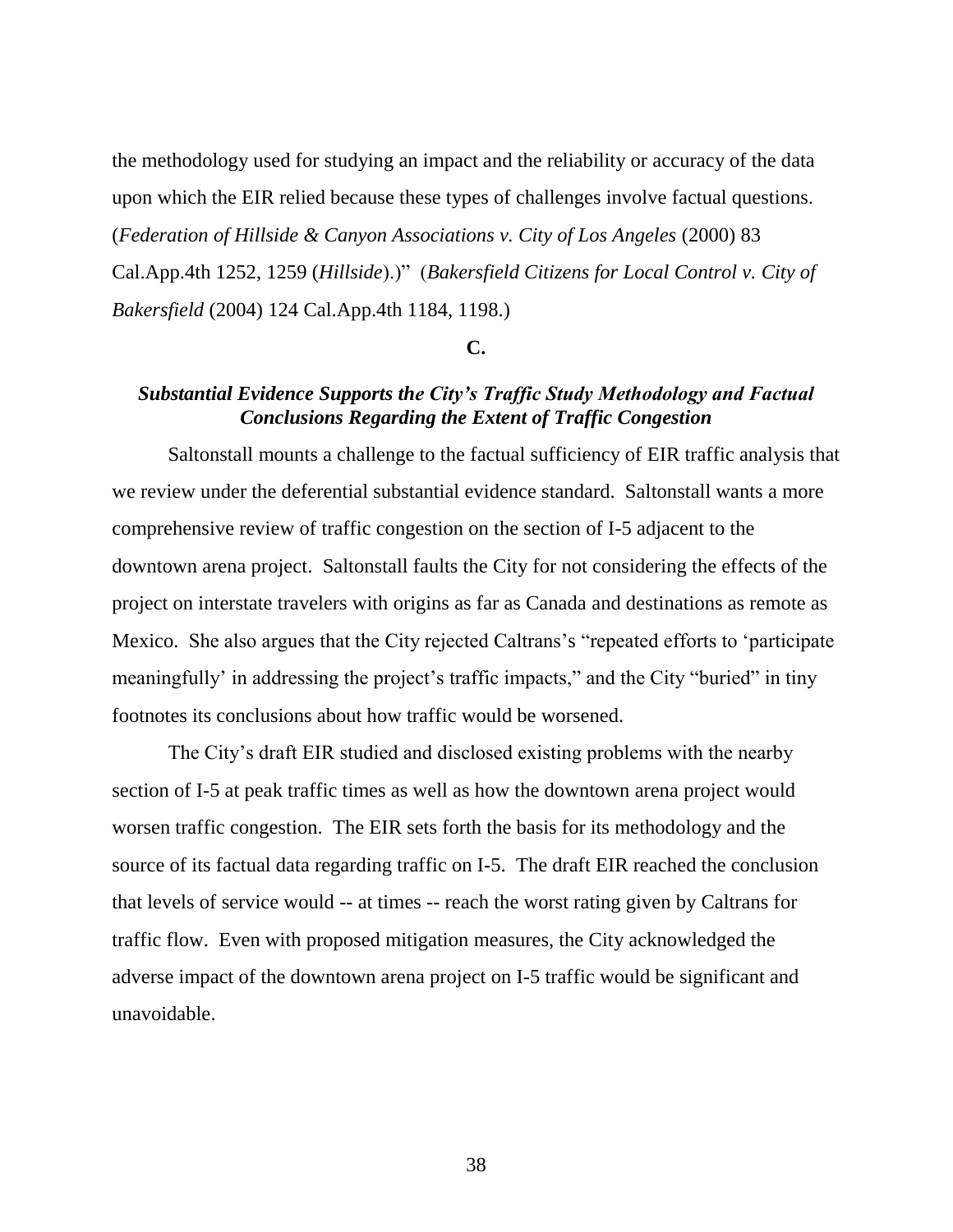the methodology used for studying an impact and the reliability or accuracy of the data upon which the EIR relied because these types of challenges involve factual questions. (*Federation of Hillside & Canyon Associations v. City of Los Angeles* (2000) 83 Cal.App.4th 1252, 1259 (*Hillside*).)" (*Bakersfield Citizens for Local Control v. City of Bakersfield* (2004) 124 Cal.App.4th 1184, 1198.)

**C.**

***Substantial Evidence Supports the City's Traffic Study Methodology and Factual Conclusions Regarding the Extent of Traffic Congestion***

Saltonstall mounts a challenge to the factual sufficiency of EIR traffic analysis that we review under the deferential substantial evidence standard. Saltonstall wants a more comprehensive review of traffic congestion on the section of I-5 adjacent to the downtown arena project. Saltonstall faults the City for not considering the effects of the project on interstate travelers with origins as far as Canada and destinations as remote as Mexico. She also argues that the City rejected Caltrans's "repeated efforts to 'participate meaningfully' in addressing the project's traffic impacts," and the City "buried" in tiny footnotes its conclusions about how traffic would be worsened.

The City's draft EIR studied and disclosed existing problems with the nearby section of I-5 at peak traffic times as well as how the downtown arena project would worsen traffic congestion. The EIR sets forth the basis for its methodology and the source of its factual data regarding traffic on I-5. The draft EIR reached the conclusion that levels of service would -- at times -- reach the worst rating given by Caltrans for traffic flow. Even with proposed mitigation measures, the City acknowledged the adverse impact of the downtown arena project on I-5 traffic would be significant and unavoidable.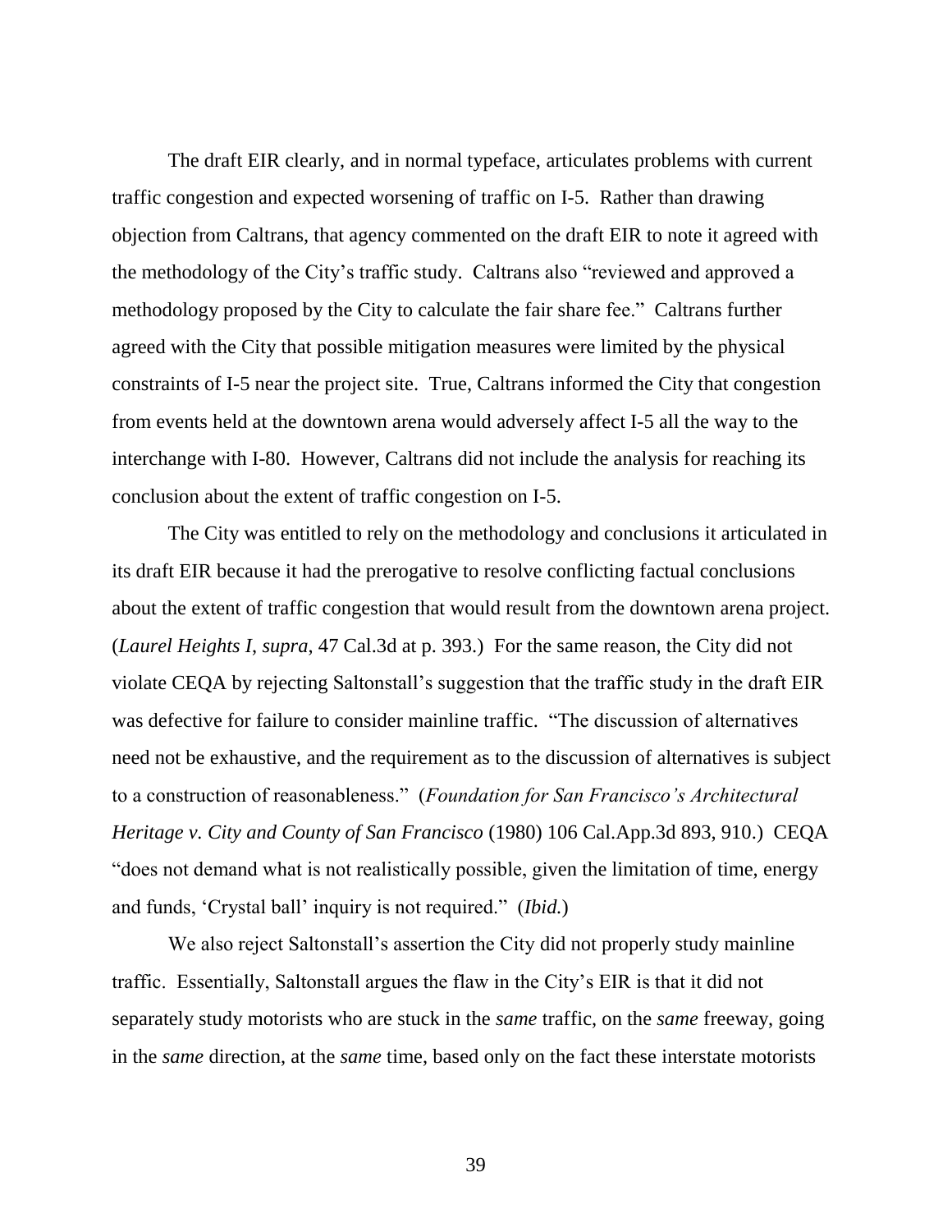The draft EIR clearly, and in normal typeface, articulates problems with current traffic congestion and expected worsening of traffic on I-5. Rather than drawing objection from Caltrans, that agency commented on the draft EIR to note it agreed with the methodology of the City's traffic study. Caltrans also "reviewed and approved a methodology proposed by the City to calculate the fair share fee." Caltrans further agreed with the City that possible mitigation measures were limited by the physical constraints of I-5 near the project site. True, Caltrans informed the City that congestion from events held at the downtown arena would adversely affect I-5 all the way to the interchange with I-80. However, Caltrans did not include the analysis for reaching its conclusion about the extent of traffic congestion on I-5.

The City was entitled to rely on the methodology and conclusions it articulated in its draft EIR because it had the prerogative to resolve conflicting factual conclusions about the extent of traffic congestion that would result from the downtown arena project. (*Laurel Heights I*, *supra*, 47 Cal.3d at p. 393.) For the same reason, the City did not violate CEQA by rejecting Saltonstall's suggestion that the traffic study in the draft EIR was defective for failure to consider mainline traffic. "The discussion of alternatives need not be exhaustive, and the requirement as to the discussion of alternatives is subject to a construction of reasonableness." (*Foundation for San Francisco's Architectural Heritage v. City and County of San Francisco* (1980) 106 Cal.App.3d 893, 910.) CEQA "does not demand what is not realistically possible, given the limitation of time, energy and funds, 'Crystal ball' inquiry is not required." (*Ibid.*)

We also reject Saltonstall's assertion the City did not properly study mainline traffic. Essentially, Saltonstall argues the flaw in the City's EIR is that it did not separately study motorists who are stuck in the *same* traffic, on the *same* freeway, going in the *same* direction, at the *same* time, based only on the fact these interstate motorists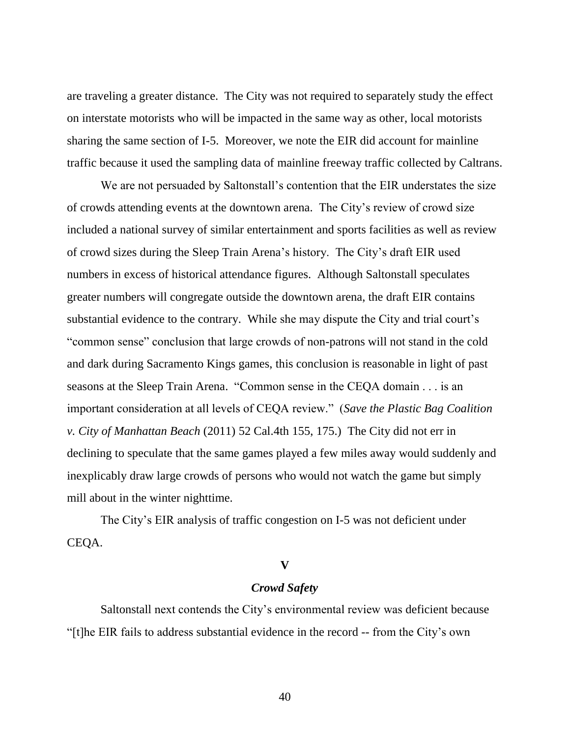are traveling a greater distance. The City was not required to separately study the effect on interstate motorists who will be impacted in the same way as other, local motorists sharing the same section of I-5. Moreover, we note the EIR did account for mainline traffic because it used the sampling data of mainline freeway traffic collected by Caltrans.

We are not persuaded by Saltonstall's contention that the EIR understates the size of crowds attending events at the downtown arena. The City's review of crowd size included a national survey of similar entertainment and sports facilities as well as review of crowd sizes during the Sleep Train Arena's history. The City's draft EIR used numbers in excess of historical attendance figures. Although Saltonstall speculates greater numbers will congregate outside the downtown arena, the draft EIR contains substantial evidence to the contrary. While she may dispute the City and trial court's "common sense" conclusion that large crowds of non-patrons will not stand in the cold and dark during Sacramento Kings games, this conclusion is reasonable in light of past seasons at the Sleep Train Arena. "Common sense in the CEQA domain . . . is an important consideration at all levels of CEQA review." (*Save the Plastic Bag Coalition v. City of Manhattan Beach* (2011) 52 Cal.4th 155, 175.) The City did not err in declining to speculate that the same games played a few miles away would suddenly and inexplicably draw large crowds of persons who would not watch the game but simply mill about in the winter nighttime.

The City's EIR analysis of traffic congestion on I-5 was not deficient under CEQA.

## V

### *Crowd Safety*

Saltonstall next contends the City's environmental review was deficient because "[t]he EIR fails to address substantial evidence in the record -- from the City's own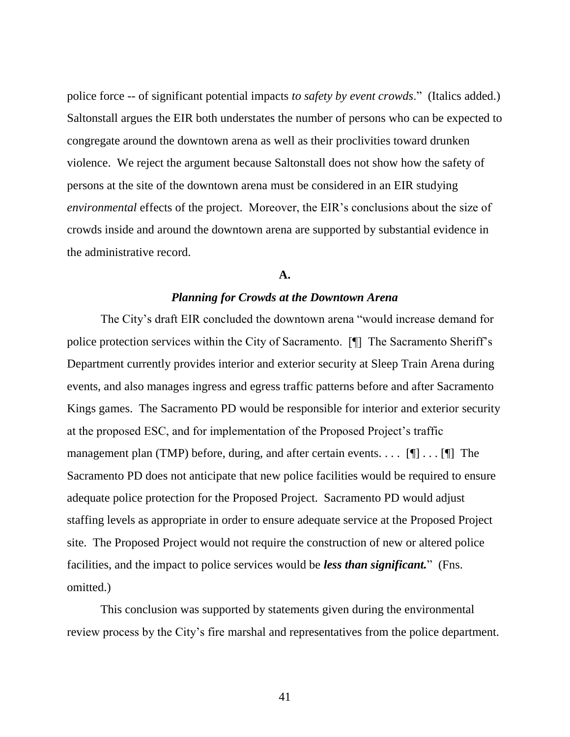police force -- of significant potential impacts *to safety by event crowds*." (Italics added.) Saltonstall argues the EIR both understates the number of persons who can be expected to congregate around the downtown arena as well as their proclivities toward drunken violence. We reject the argument because Saltonstall does not show how the safety of persons at the site of the downtown arena must be considered in an EIR studying *environmental* effects of the project. Moreover, the EIR's conclusions about the size of crowds inside and around the downtown arena are supported by substantial evidence in the administrative record.

**A.**

***Planning for Crowds at the Downtown Arena***

The City's draft EIR concluded the downtown arena "would increase demand for police protection services within the City of Sacramento. [¶] The Sacramento Sheriff's Department currently provides interior and exterior security at Sleep Train Arena during events, and also manages ingress and egress traffic patterns before and after Sacramento Kings games. The Sacramento PD would be responsible for interior and exterior security at the proposed ESC, and for implementation of the Proposed Project's traffic management plan (TMP) before, during, and after certain events. . . . [¶] . . . [¶] The Sacramento PD does not anticipate that new police facilities would be required to ensure adequate police protection for the Proposed Project. Sacramento PD would adjust staffing levels as appropriate in order to ensure adequate service at the Proposed Project site. The Proposed Project would not require the construction of new or altered police facilities, and the impact to police services would be ***less than significant.***" (Fns. omitted.)

This conclusion was supported by statements given during the environmental review process by the City's fire marshal and representatives from the police department.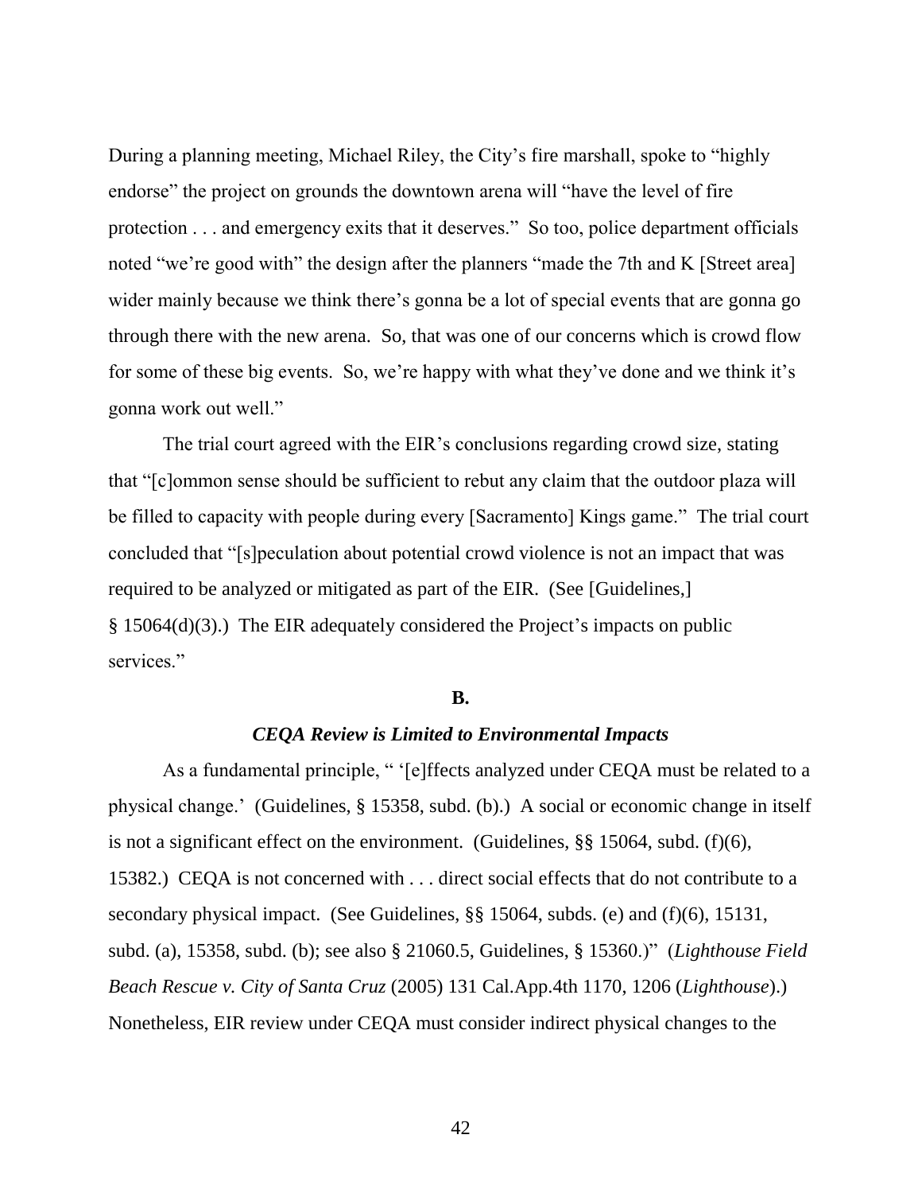During a planning meeting, Michael Riley, the City's fire marshall, spoke to "highly endorse" the project on grounds the downtown arena will "have the level of fire protection . . . and emergency exits that it deserves." So too, police department officials noted "we're good with" the design after the planners "made the 7th and K [Street area] wider mainly because we think there's gonna be a lot of special events that are gonna go through there with the new arena. So, that was one of our concerns which is crowd flow for some of these big events. So, we're happy with what they've done and we think it's gonna work out well."

The trial court agreed with the EIR's conclusions regarding crowd size, stating that "[c]ommon sense should be sufficient to rebut any claim that the outdoor plaza will be filled to capacity with people during every [Sacramento] Kings game." The trial court concluded that "[s]peculation about potential crowd violence is not an impact that was required to be analyzed or mitigated as part of the EIR. (See [Guidelines,] § 15064(d)(3).) The EIR adequately considered the Project's impacts on public services."

**B.**

***CEQA Review is Limited to Environmental Impacts***

As a fundamental principle, " '[e]ffects analyzed under CEQA must be related to a physical change.' (Guidelines, § 15358, subd. (b).) A social or economic change in itself is not a significant effect on the environment. (Guidelines, §§ 15064, subd. (f)(6), 15382.) CEQA is not concerned with . . . direct social effects that do not contribute to a secondary physical impact. (See Guidelines, §§ 15064, subds. (e) and (f)(6), 15131, subd. (a), 15358, subd. (b); see also § 21060.5, Guidelines, § 15360.)" (*Lighthouse Field Beach Rescue v. City of Santa Cruz* (2005) 131 Cal.App.4th 1170, 1206 (*Lighthouse*).) Nonetheless, EIR review under CEQA must consider indirect physical changes to the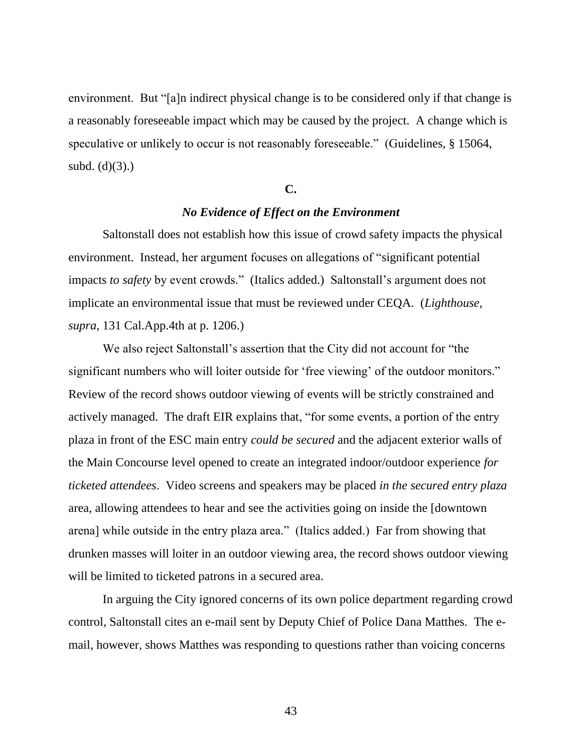environment. But "[a]n indirect physical change is to be considered only if that change is a reasonably foreseeable impact which may be caused by the project. A change which is speculative or unlikely to occur is not reasonably foreseeable." (Guidelines, § 15064, subd. (d)(3).)

**C.**

***No Evidence of Effect on the Environment***

Saltonstall does not establish how this issue of crowd safety impacts the physical environment. Instead, her argument focuses on allegations of "significant potential impacts *to safety* by event crowds." (Italics added.) Saltonstall's argument does not implicate an environmental issue that must be reviewed under CEQA. (*Lighthouse, supra,* 131 Cal.App.4th at p. 1206.)

We also reject Saltonstall's assertion that the City did not account for "the significant numbers who will loiter outside for 'free viewing' of the outdoor monitors." Review of the record shows outdoor viewing of events will be strictly constrained and actively managed. The draft EIR explains that, "for some events, a portion of the entry plaza in front of the ESC main entry *could be secured* and the adjacent exterior walls of the Main Concourse level opened to create an integrated indoor/outdoor experience *for ticketed attendees*. Video screens and speakers may be placed *in the secured entry plaza* area, allowing attendees to hear and see the activities going on inside the [downtown arena] while outside in the entry plaza area." (Italics added.) Far from showing that drunken masses will loiter in an outdoor viewing area, the record shows outdoor viewing will be limited to ticketed patrons in a secured area.

In arguing the City ignored concerns of its own police department regarding crowd control, Saltonstall cites an e-mail sent by Deputy Chief of Police Dana Matthes. The e-mail, however, shows Matthes was responding to questions rather than voicing concerns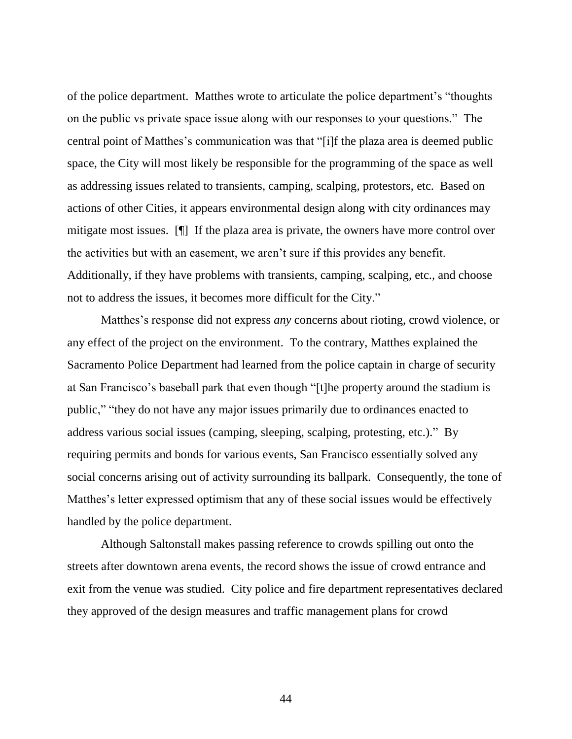of the police department. Matthes wrote to articulate the police department's "thoughts on the public vs private space issue along with our responses to your questions." The central point of Matthes's communication was that "[i]f the plaza area is deemed public space, the City will most likely be responsible for the programming of the space as well as addressing issues related to transients, camping, scalping, protestors, etc. Based on actions of other Cities, it appears environmental design along with city ordinances may mitigate most issues. [¶] If the plaza area is private, the owners have more control over the activities but with an easement, we aren't sure if this provides any benefit. Additionally, if they have problems with transients, camping, scalping, etc., and choose not to address the issues, it becomes more difficult for the City."

Matthes's response did not express *any* concerns about rioting, crowd violence, or any effect of the project on the environment. To the contrary, Matthes explained the Sacramento Police Department had learned from the police captain in charge of security at San Francisco's baseball park that even though "[t]he property around the stadium is public," "they do not have any major issues primarily due to ordinances enacted to address various social issues (camping, sleeping, scalping, protesting, etc.)." By requiring permits and bonds for various events, San Francisco essentially solved any social concerns arising out of activity surrounding its ballpark. Consequently, the tone of Matthes's letter expressed optimism that any of these social issues would be effectively handled by the police department.

Although Saltonstall makes passing reference to crowds spilling out onto the streets after downtown arena events, the record shows the issue of crowd entrance and exit from the venue was studied. City police and fire department representatives declared they approved of the design measures and traffic management plans for crowd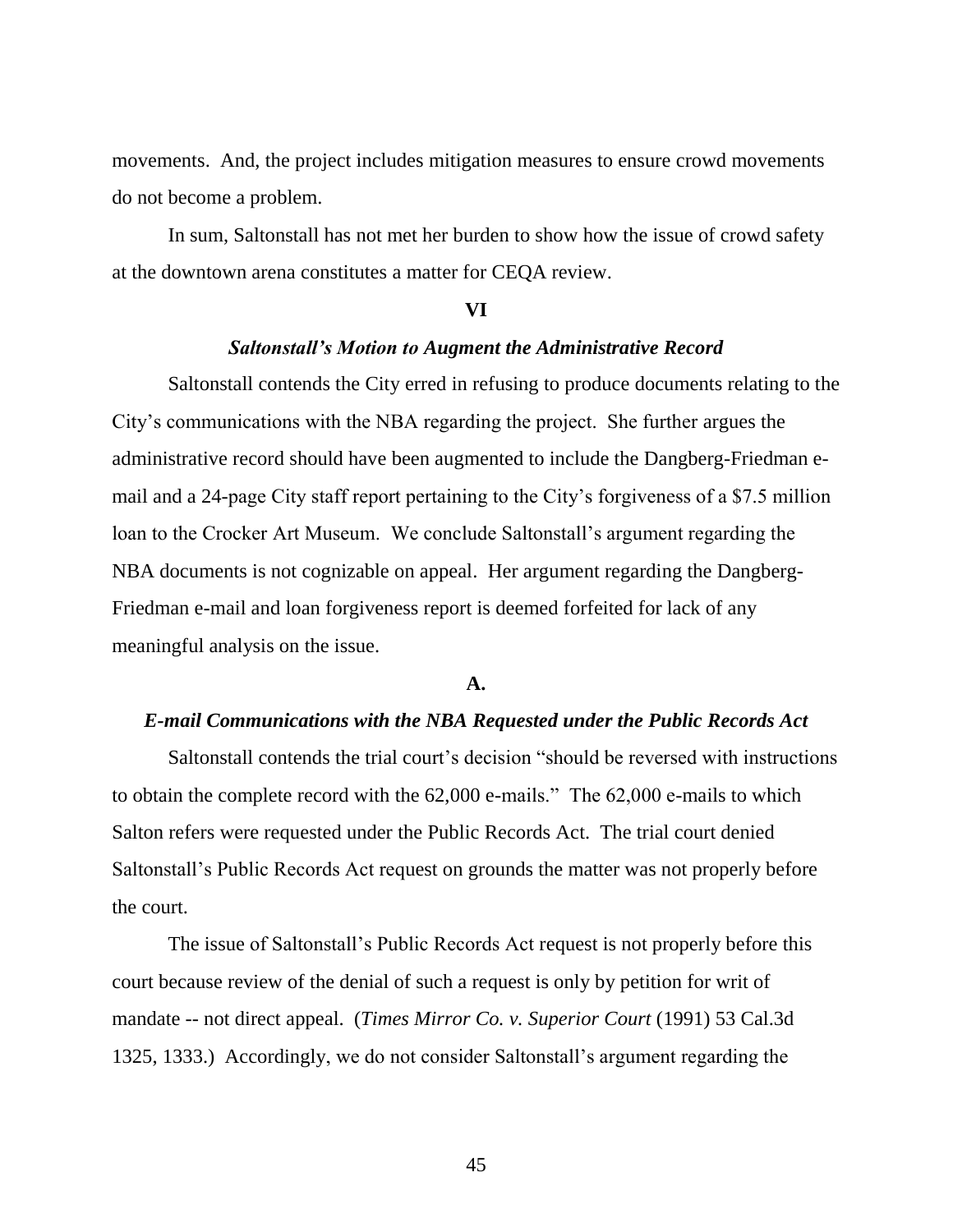movements. And, the project includes mitigation measures to ensure crowd movements do not become a problem.

In sum, Saltonstall has not met her burden to show how the issue of crowd safety at the downtown arena constitutes a matter for CEQA review.

## VI

### *Saltonstall's Motion to Augment the Administrative Record*

Saltonstall contends the City erred in refusing to produce documents relating to the City's communications with the NBA regarding the project. She further argues the administrative record should have been augmented to include the Dangberg-Friedman e-mail and a 24-page City staff report pertaining to the City's forgiveness of a $7.5 million loan to the Crocker Art Museum. We conclude Saltonstall's argument regarding the NBA documents is not cognizable on appeal. Her argument regarding the Dangberg-Friedman e-mail and loan forgiveness report is deemed forfeited for lack of any meaningful analysis on the issue.

### A.

### *E-mail Communications with the NBA Requested under the Public Records Act*

Saltonstall contends the trial court's decision "should be reversed with instructions to obtain the complete record with the 62,000 e-mails." The 62,000 e-mails to which Salton refers were requested under the Public Records Act. The trial court denied Saltonstall's Public Records Act request on grounds the matter was not properly before the court.

The issue of Saltonstall's Public Records Act request is not properly before this court because review of the denial of such a request is only by petition for writ of mandate -- not direct appeal. (*Times Mirror Co. v. Superior Court* (1991) 53 Cal.3d 1325, 1333.) Accordingly, we do not consider Saltonstall's argument regarding the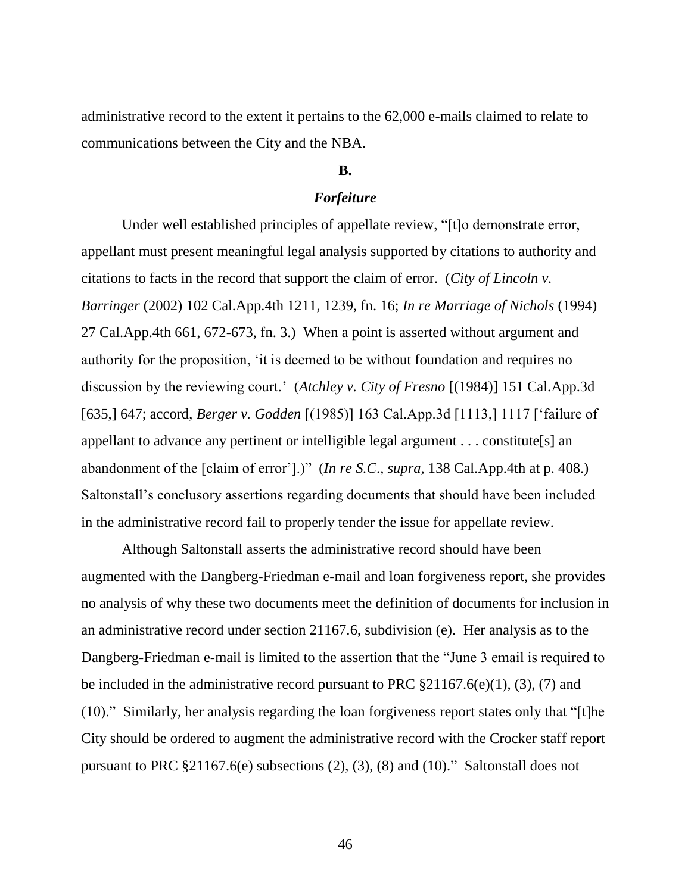administrative record to the extent it pertains to the 62,000 e-mails claimed to relate to communications between the City and the NBA.

### B.

### *Forfeiture*

Under well established principles of appellate review, "[t]o demonstrate error, appellant must present meaningful legal analysis supported by citations to authority and citations to facts in the record that support the claim of error. (*City of Lincoln v. Barringer* (2002) 102 Cal.App.4th 1211, 1239, fn. 16; *In re Marriage of Nichols* (1994) 27 Cal.App.4th 661, 672-673, fn. 3.) When a point is asserted without argument and authority for the proposition, 'it is deemed to be without foundation and requires no discussion by the reviewing court.' (*Atchley v. City of Fresno* [(1984)] 151 Cal.App.3d [635,] 647; accord, *Berger v. Godden* [(1985)] 163 Cal.App.3d [1113,] 1117 ['failure of appellant to advance any pertinent or intelligible legal argument . . . constitute[s] an abandonment of the [claim of error'].)" (*In re S.C.*, *supra*, 138 Cal.App.4th at p. 408.) Saltonstall's conclusory assertions regarding documents that should have been included in the administrative record fail to properly tender the issue for appellate review.

Although Saltonstall asserts the administrative record should have been augmented with the Dangberg-Friedman e-mail and loan forgiveness report, she provides no analysis of why these two documents meet the definition of documents for inclusion in an administrative record under section 21167.6, subdivision (e). Her analysis as to the Dangberg-Friedman e-mail is limited to the assertion that the "June 3 email is required to be included in the administrative record pursuant to PRC §21167.6(e)(1), (3), (7) and (10)." Similarly, her analysis regarding the loan forgiveness report states only that "[t]he City should be ordered to augment the administrative record with the Crocker staff report pursuant to PRC §21167.6(e) subsections (2), (3), (8) and (10)." Saltonstall does not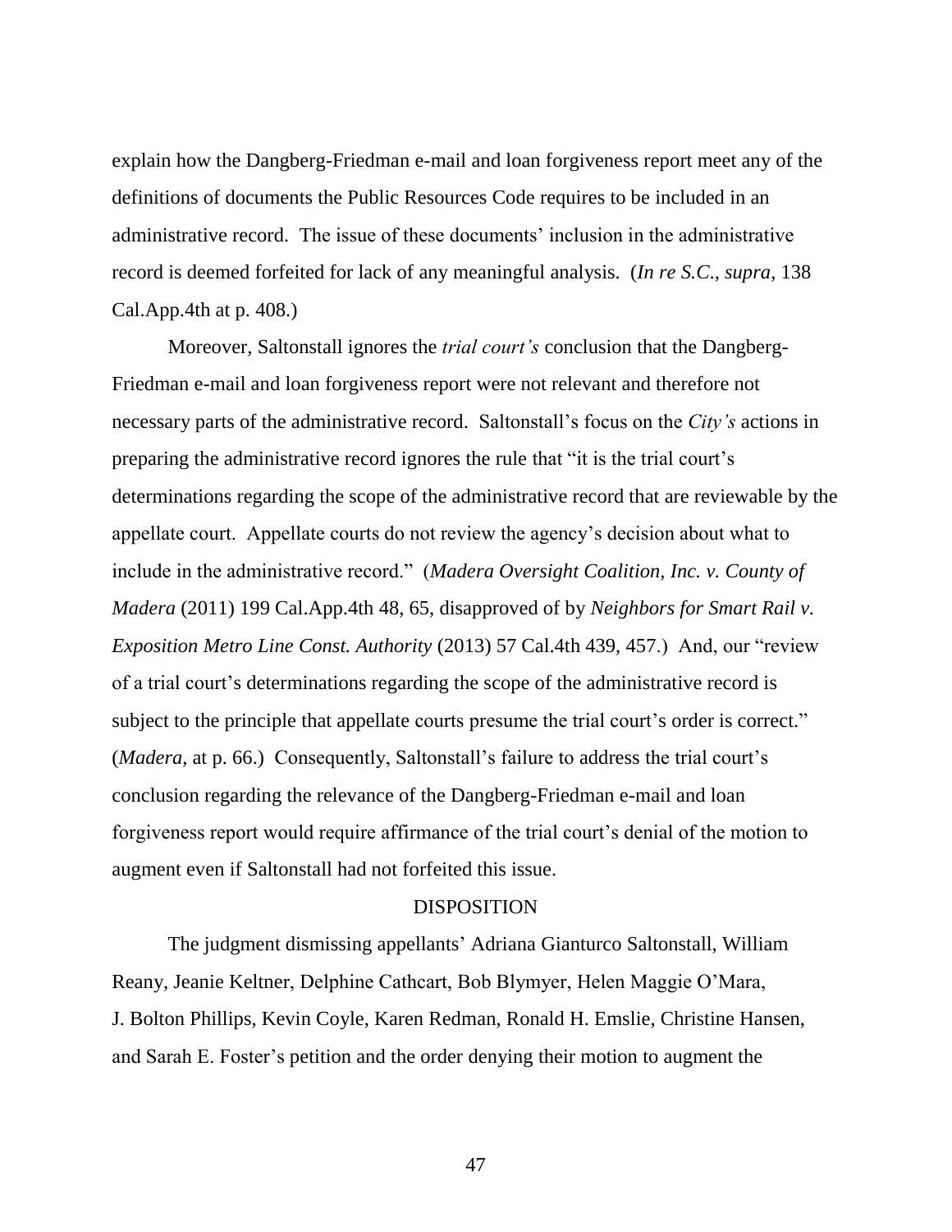explain how the Dangberg-Friedman e-mail and loan forgiveness report meet any of the definitions of documents the Public Resources Code requires to be included in an administrative record. The issue of these documents' inclusion in the administrative record is deemed forfeited for lack of any meaningful analysis. (*In re S.C.*, *supra*, 138 Cal.App.4th at p. 408.)

Moreover, Saltonstall ignores the *trial court's* conclusion that the Dangberg-Friedman e-mail and loan forgiveness report were not relevant and therefore not necessary parts of the administrative record. Saltonstall's focus on the *City's* actions in preparing the administrative record ignores the rule that "it is the trial court's determinations regarding the scope of the administrative record that are reviewable by the appellate court. Appellate courts do not review the agency's decision about what to include in the administrative record." (*Madera Oversight Coalition, Inc. v. County of Madera* (2011) 199 Cal.App.4th 48, 65, disapproved of by *Neighbors for Smart Rail v. Exposition Metro Line Const. Authority* (2013) 57 Cal.4th 439, 457.) And, our "review of a trial court's determinations regarding the scope of the administrative record is subject to the principle that appellate courts presume the trial court's order is correct." (*Madera,* at p. 66.) Consequently, Saltonstall's failure to address the trial court's conclusion regarding the relevance of the Dangberg-Friedman e-mail and loan forgiveness report would require affirmance of the trial court's denial of the motion to augment even if Saltonstall had not forfeited this issue.

## DISPOSITION

The judgment dismissing appellants' Adriana Gianturco Saltonstall, William Reany, Jeanie Keltner, Delphine Cathcart, Bob Blymyer, Helen Maggie O'Mara, J. Bolton Phillips, Kevin Coyle, Karen Redman, Ronald H. Emslie, Christine Hansen, and Sarah E. Foster's petition and the order denying their motion to augment the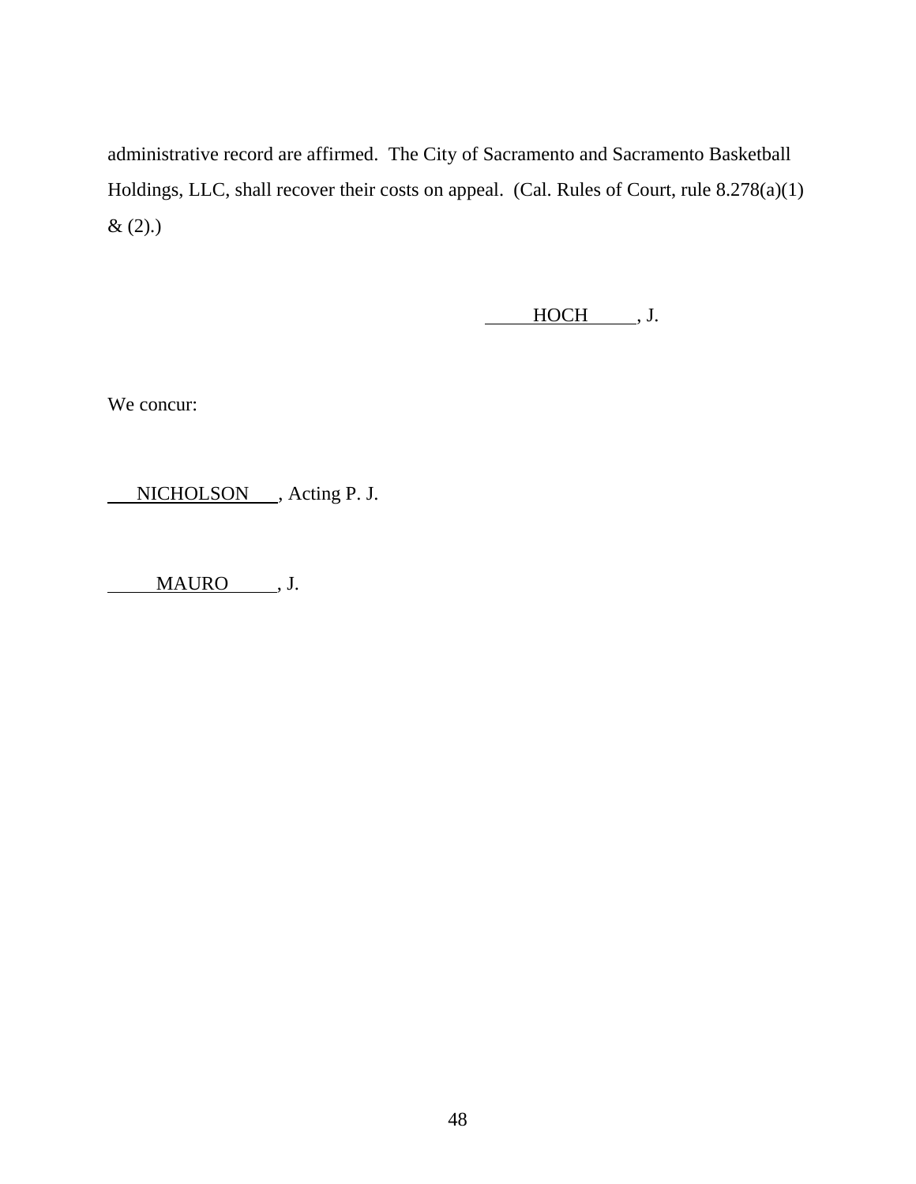administrative record are affirmed. The City of Sacramento and Sacramento Basketball Holdings, LLC, shall recover their costs on appeal. (Cal. Rules of Court, rule 8.278(a)(1) & (2).)

HOCH , J.

We concur:

NICHOLSON , Acting P. J.

MAURO , J.